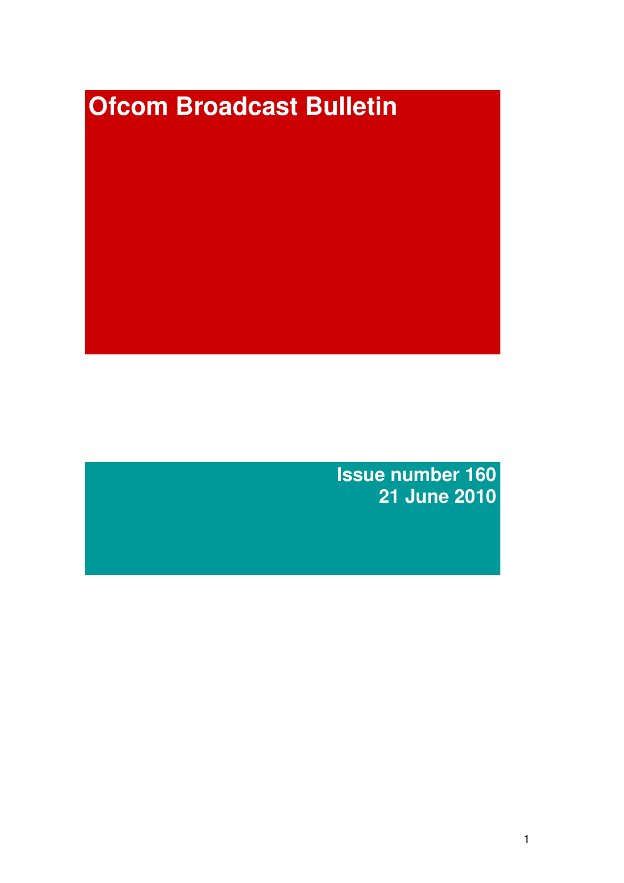# Ofcom Broadcast Bulletin

**Issue number 160**
**21 June 2010**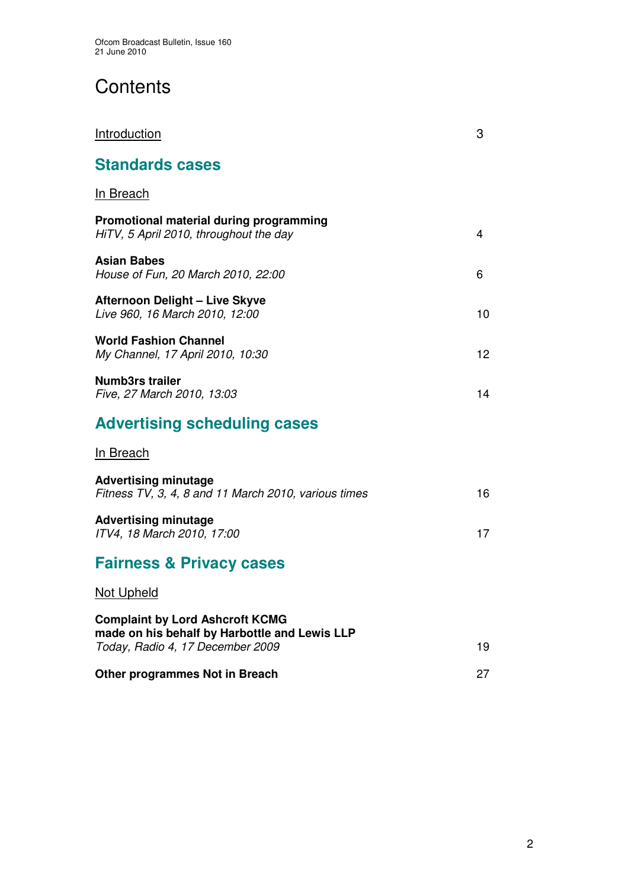# Contents

| | |
|---|---|
| Introduction | 3 |

## Standards cases

In Breach

| | |
|---|---|
| **Promotional material during programming**<br>*HiTV, 5 April 2010, throughout the day* | 4 |
| **Asian Babes**<br>*House of Fun, 20 March 2010, 22:00* | 6 |
| **Afternoon Delight – Live Skyve**<br>*Live 960, 16 March 2010, 12:00* | 10 |
| **World Fashion Channel**<br>*My Channel, 17 April 2010, 10:30* | 12 |
| **Numb3rs trailer**<br>*Five, 27 March 2010, 13:03* | 14 |

## Advertising scheduling cases

In Breach

| | |
|---|---|
| **Advertising minutage**<br>*Fitness TV, 3, 4, 8 and 11 March 2010, various times* | 16 |
| **Advertising minutage**<br>*ITV4, 18 March 2010, 17:00* | 17 |

## Fairness & Privacy cases

Not Upheld

| | |
|---|---|
| **Complaint by Lord Ashcroft KCMG made on his behalf by Harbottle and Lewis LLP**<br>*Today, Radio 4, 17 December 2009* | 19 |
| **Other programmes Not in Breach** | 27 |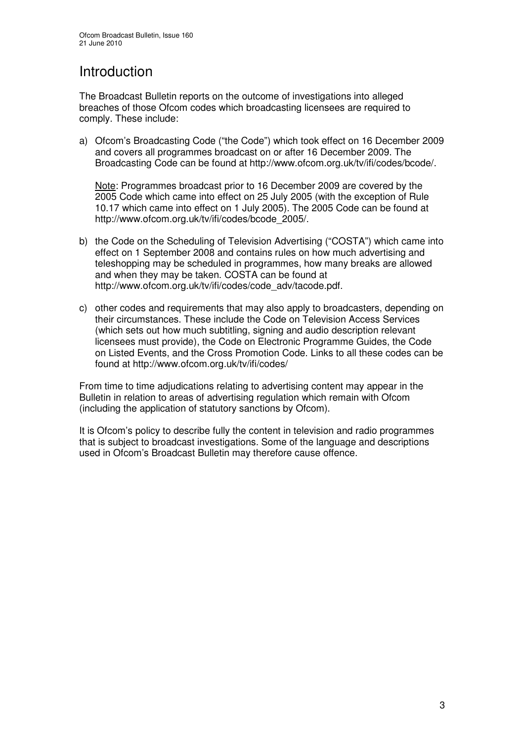# Introduction

The Broadcast Bulletin reports on the outcome of investigations into alleged breaches of those Ofcom codes which broadcasting licensees are required to comply. These include:

a) Ofcom's Broadcasting Code ("the Code") which took effect on 16 December 2009 and covers all programmes broadcast on or after 16 December 2009. The Broadcasting Code can be found at http://www.ofcom.org.uk/tv/ifi/codes/bcode/.

   Note: Programmes broadcast prior to 16 December 2009 are covered by the 2005 Code which came into effect on 25 July 2005 (with the exception of Rule 10.17 which came into effect on 1 July 2005). The 2005 Code can be found at http://www.ofcom.org.uk/tv/ifi/codes/bcode_2005/.

b) the Code on the Scheduling of Television Advertising ("COSTA") which came into effect on 1 September 2008 and contains rules on how much advertising and teleshopping may be scheduled in programmes, how many breaks are allowed and when they may be taken. COSTA can be found at http://www.ofcom.org.uk/tv/ifi/codes/code_adv/tacode.pdf.

c) other codes and requirements that may also apply to broadcasters, depending on their circumstances. These include the Code on Television Access Services (which sets out how much subtitling, signing and audio description relevant licensees must provide), the Code on Electronic Programme Guides, the Code on Listed Events, and the Cross Promotion Code. Links to all these codes can be found at http://www.ofcom.org.uk/tv/ifi/codes/

From time to time adjudications relating to advertising content may appear in the Bulletin in relation to areas of advertising regulation which remain with Ofcom (including the application of statutory sanctions by Ofcom).

It is Ofcom's policy to describe fully the content in television and radio programmes that is subject to broadcast investigations. Some of the language and descriptions used in Ofcom's Broadcast Bulletin may therefore cause offence.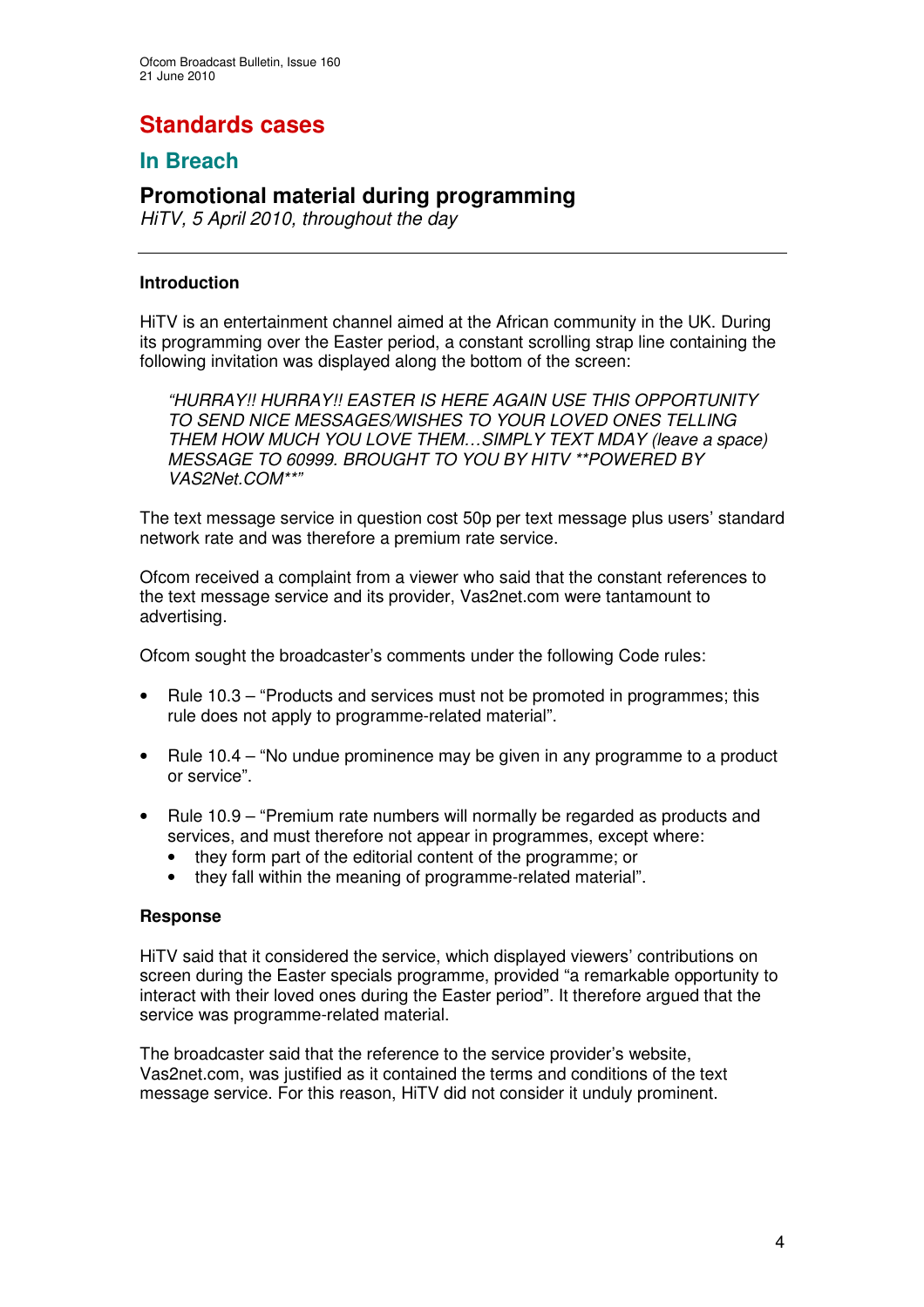# Standards cases

## In Breach

### Promotional material during programming

*HiTV, 5 April 2010, throughout the day*

---

**Introduction**

HiTV is an entertainment channel aimed at the African community in the UK. During its programming over the Easter period, a constant scrolling strap line containing the following invitation was displayed along the bottom of the screen:

> *"HURRAY!! HURRAY!! EASTER IS HERE AGAIN USE THIS OPPORTUNITY TO SEND NICE MESSAGES/WISHES TO YOUR LOVED ONES TELLING THEM HOW MUCH YOU LOVE THEM…SIMPLY TEXT MDAY (leave a space) MESSAGE TO 60999. BROUGHT TO YOU BY HITV **POWERED BY VAS2Net.COM**"*

The text message service in question cost 50p per text message plus users' standard network rate and was therefore a premium rate service.

Ofcom received a complaint from a viewer who said that the constant references to the text message service and its provider, Vas2net.com were tantamount to advertising.

Ofcom sought the broadcaster's comments under the following Code rules:

- Rule 10.3 – "Products and services must not be promoted in programmes; this rule does not apply to programme-related material".
- Rule 10.4 – "No undue prominence may be given in any programme to a product or service".
- Rule 10.9 – "Premium rate numbers will normally be regarded as products and services, and must therefore not appear in programmes, except where:
  - they form part of the editorial content of the programme; or
  - they fall within the meaning of programme-related material".

**Response**

HiTV said that it considered the service, which displayed viewers' contributions on screen during the Easter specials programme, provided "a remarkable opportunity to interact with their loved ones during the Easter period". It therefore argued that the service was programme-related material.

The broadcaster said that the reference to the service provider's website, Vas2net.com, was justified as it contained the terms and conditions of the text message service. For this reason, HiTV did not consider it unduly prominent.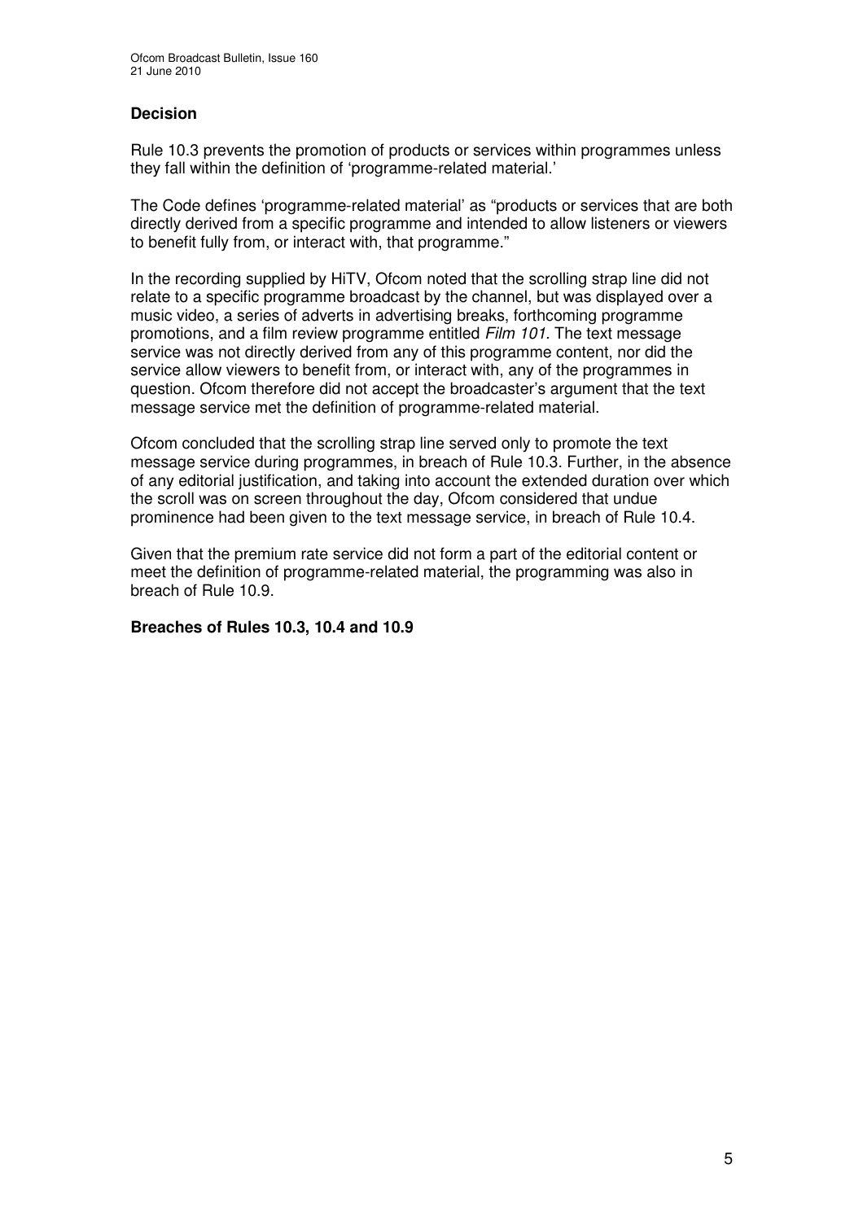### Decision

Rule 10.3 prevents the promotion of products or services within programmes unless they fall within the definition of 'programme-related material.'

The Code defines 'programme-related material' as "products or services that are both directly derived from a specific programme and intended to allow listeners or viewers to benefit fully from, or interact with, that programme."

In the recording supplied by HiTV, Ofcom noted that the scrolling strap line did not relate to a specific programme broadcast by the channel, but was displayed over a music video, a series of adverts in advertising breaks, forthcoming programme promotions, and a film review programme entitled *Film 101.* The text message service was not directly derived from any of this programme content, nor did the service allow viewers to benefit from, or interact with, any of the programmes in question. Ofcom therefore did not accept the broadcaster's argument that the text message service met the definition of programme-related material.

Ofcom concluded that the scrolling strap line served only to promote the text message service during programmes, in breach of Rule 10.3. Further, in the absence of any editorial justification, and taking into account the extended duration over which the scroll was on screen throughout the day, Ofcom considered that undue prominence had been given to the text message service, in breach of Rule 10.4.

Given that the premium rate service did not form a part of the editorial content or meet the definition of programme-related material, the programming was also in breach of Rule 10.9.

**Breaches of Rules 10.3, 10.4 and 10.9**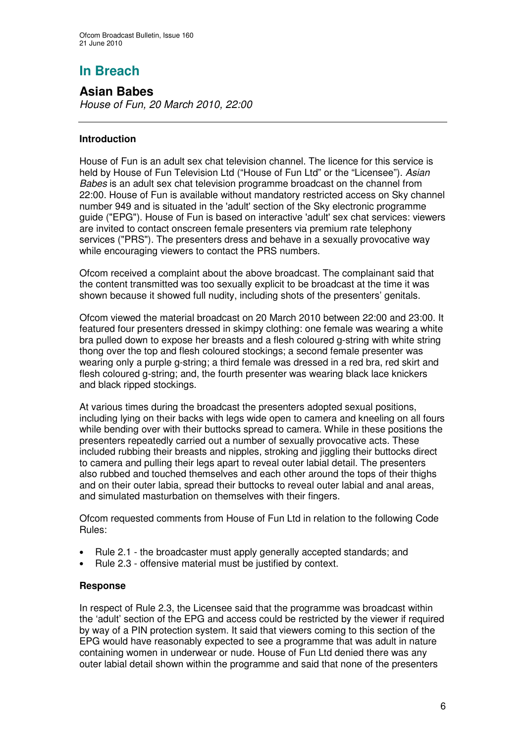# In Breach

## Asian Babes

*House of Fun, 20 March 2010, 22:00*

### Introduction

House of Fun is an adult sex chat television channel. The licence for this service is held by House of Fun Television Ltd ("House of Fun Ltd" or the "Licensee"). *Asian Babes* is an adult sex chat television programme broadcast on the channel from 22:00. House of Fun is available without mandatory restricted access on Sky channel number 949 and is situated in the 'adult' section of the Sky electronic programme guide ("EPG"). House of Fun is based on interactive 'adult' sex chat services: viewers are invited to contact onscreen female presenters via premium rate telephony services ("PRS"). The presenters dress and behave in a sexually provocative way while encouraging viewers to contact the PRS numbers.

Ofcom received a complaint about the above broadcast. The complainant said that the content transmitted was too sexually explicit to be broadcast at the time it was shown because it showed full nudity, including shots of the presenters' genitals.

Ofcom viewed the material broadcast on 20 March 2010 between 22:00 and 23:00. It featured four presenters dressed in skimpy clothing: one female was wearing a white bra pulled down to expose her breasts and a flesh coloured g-string with white string thong over the top and flesh coloured stockings; a second female presenter was wearing only a purple g-string; a third female was dressed in a red bra, red skirt and flesh coloured g-string; and, the fourth presenter was wearing black lace knickers and black ripped stockings.

At various times during the broadcast the presenters adopted sexual positions, including lying on their backs with legs wide open to camera and kneeling on all fours while bending over with their buttocks spread to camera. While in these positions the presenters repeatedly carried out a number of sexually provocative acts. These included rubbing their breasts and nipples, stroking and jiggling their buttocks direct to camera and pulling their legs apart to reveal outer labial detail. The presenters also rubbed and touched themselves and each other around the tops of their thighs and on their outer labia, spread their buttocks to reveal outer labial and anal areas, and simulated masturbation on themselves with their fingers.

Ofcom requested comments from House of Fun Ltd in relation to the following Code Rules:

- Rule 2.1 - the broadcaster must apply generally accepted standards; and
- Rule 2.3 - offensive material must be justified by context.

### Response

In respect of Rule 2.3, the Licensee said that the programme was broadcast within the 'adult' section of the EPG and access could be restricted by the viewer if required by way of a PIN protection system. It said that viewers coming to this section of the EPG would have reasonably expected to see a programme that was adult in nature containing women in underwear or nude. House of Fun Ltd denied there was any outer labial detail shown within the programme and said that none of the presenters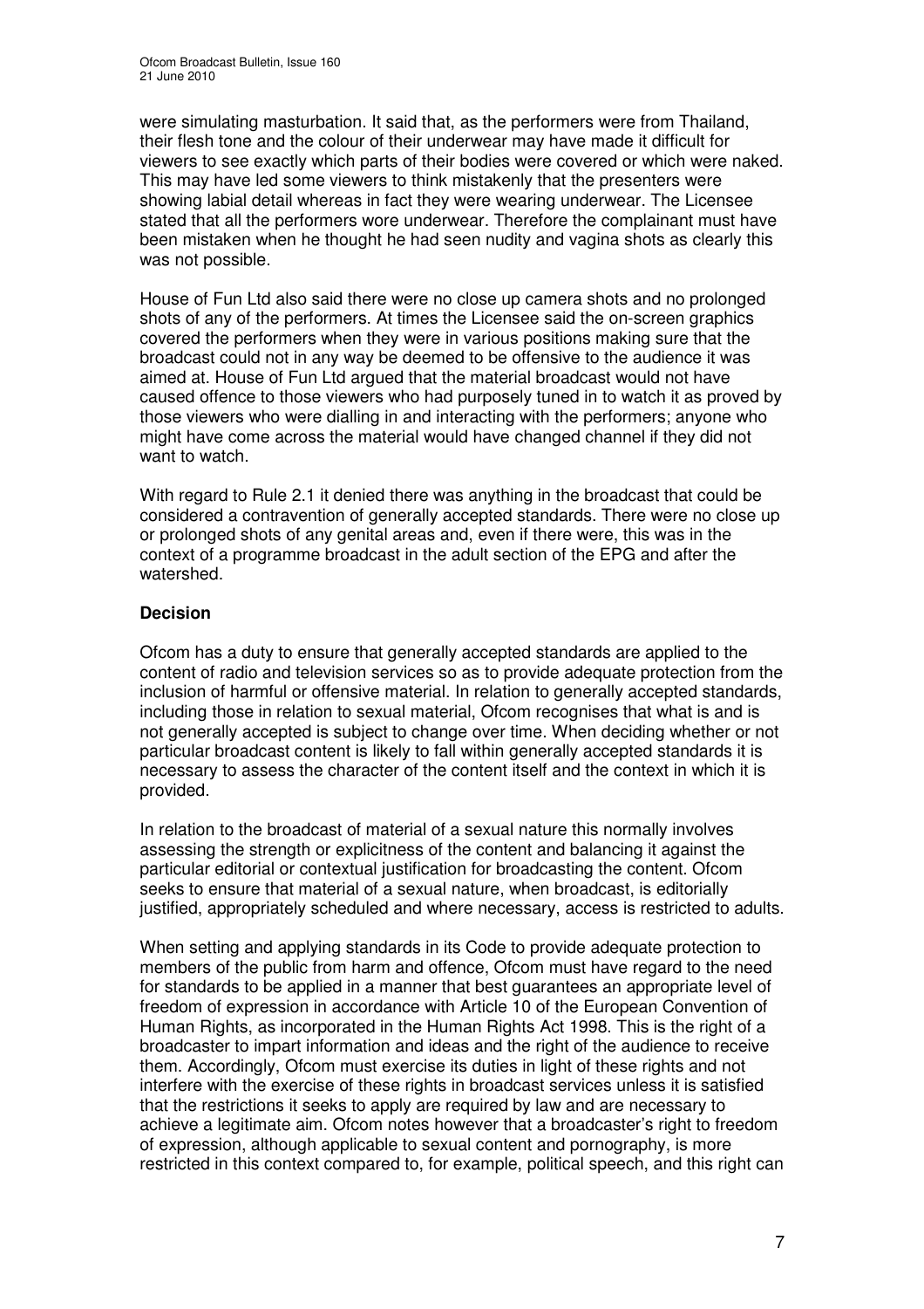were simulating masturbation. It said that, as the performers were from Thailand, their flesh tone and the colour of their underwear may have made it difficult for viewers to see exactly which parts of their bodies were covered or which were naked. This may have led some viewers to think mistakenly that the presenters were showing labial detail whereas in fact they were wearing underwear. The Licensee stated that all the performers wore underwear. Therefore the complainant must have been mistaken when he thought he had seen nudity and vagina shots as clearly this was not possible.

House of Fun Ltd also said there were no close up camera shots and no prolonged shots of any of the performers. At times the Licensee said the on-screen graphics covered the performers when they were in various positions making sure that the broadcast could not in any way be deemed to be offensive to the audience it was aimed at. House of Fun Ltd argued that the material broadcast would not have caused offence to those viewers who had purposely tuned in to watch it as proved by those viewers who were dialling in and interacting with the performers; anyone who might have come across the material would have changed channel if they did not want to watch.

With regard to Rule 2.1 it denied there was anything in the broadcast that could be considered a contravention of generally accepted standards. There were no close up or prolonged shots of any genital areas and, even if there were, this was in the context of a programme broadcast in the adult section of the EPG and after the watershed.

**Decision**

Ofcom has a duty to ensure that generally accepted standards are applied to the content of radio and television services so as to provide adequate protection from the inclusion of harmful or offensive material. In relation to generally accepted standards, including those in relation to sexual material, Ofcom recognises that what is and is not generally accepted is subject to change over time. When deciding whether or not particular broadcast content is likely to fall within generally accepted standards it is necessary to assess the character of the content itself and the context in which it is provided.

In relation to the broadcast of material of a sexual nature this normally involves assessing the strength or explicitness of the content and balancing it against the particular editorial or contextual justification for broadcasting the content. Ofcom seeks to ensure that material of a sexual nature, when broadcast, is editorially justified, appropriately scheduled and where necessary, access is restricted to adults.

When setting and applying standards in its Code to provide adequate protection to members of the public from harm and offence, Ofcom must have regard to the need for standards to be applied in a manner that best guarantees an appropriate level of freedom of expression in accordance with Article 10 of the European Convention of Human Rights, as incorporated in the Human Rights Act 1998. This is the right of a broadcaster to impart information and ideas and the right of the audience to receive them. Accordingly, Ofcom must exercise its duties in light of these rights and not interfere with the exercise of these rights in broadcast services unless it is satisfied that the restrictions it seeks to apply are required by law and are necessary to achieve a legitimate aim. Ofcom notes however that a broadcaster's right to freedom of expression, although applicable to sexual content and pornography, is more restricted in this context compared to, for example, political speech, and this right can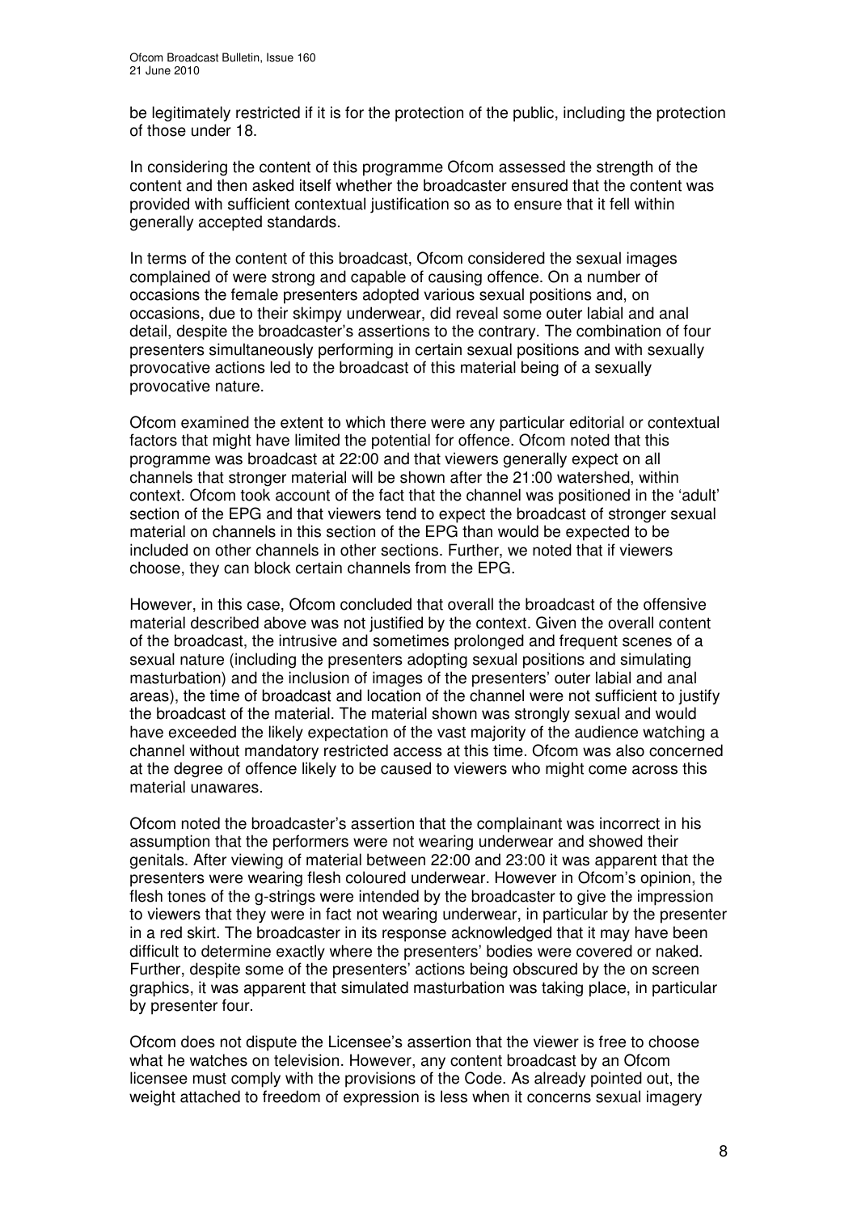be legitimately restricted if it is for the protection of the public, including the protection of those under 18.

In considering the content of this programme Ofcom assessed the strength of the content and then asked itself whether the broadcaster ensured that the content was provided with sufficient contextual justification so as to ensure that it fell within generally accepted standards.

In terms of the content of this broadcast, Ofcom considered the sexual images complained of were strong and capable of causing offence. On a number of occasions the female presenters adopted various sexual positions and, on occasions, due to their skimpy underwear, did reveal some outer labial and anal detail, despite the broadcaster's assertions to the contrary. The combination of four presenters simultaneously performing in certain sexual positions and with sexually provocative actions led to the broadcast of this material being of a sexually provocative nature.

Ofcom examined the extent to which there were any particular editorial or contextual factors that might have limited the potential for offence. Ofcom noted that this programme was broadcast at 22:00 and that viewers generally expect on all channels that stronger material will be shown after the 21:00 watershed, within context. Ofcom took account of the fact that the channel was positioned in the 'adult' section of the EPG and that viewers tend to expect the broadcast of stronger sexual material on channels in this section of the EPG than would be expected to be included on other channels in other sections. Further, we noted that if viewers choose, they can block certain channels from the EPG.

However, in this case, Ofcom concluded that overall the broadcast of the offensive material described above was not justified by the context. Given the overall content of the broadcast, the intrusive and sometimes prolonged and frequent scenes of a sexual nature (including the presenters adopting sexual positions and simulating masturbation) and the inclusion of images of the presenters' outer labial and anal areas), the time of broadcast and location of the channel were not sufficient to justify the broadcast of the material. The material shown was strongly sexual and would have exceeded the likely expectation of the vast majority of the audience watching a channel without mandatory restricted access at this time. Ofcom was also concerned at the degree of offence likely to be caused to viewers who might come across this material unawares.

Ofcom noted the broadcaster's assertion that the complainant was incorrect in his assumption that the performers were not wearing underwear and showed their genitals. After viewing of material between 22:00 and 23:00 it was apparent that the presenters were wearing flesh coloured underwear. However in Ofcom's opinion, the flesh tones of the g-strings were intended by the broadcaster to give the impression to viewers that they were in fact not wearing underwear, in particular by the presenter in a red skirt. The broadcaster in its response acknowledged that it may have been difficult to determine exactly where the presenters' bodies were covered or naked. Further, despite some of the presenters' actions being obscured by the on screen graphics, it was apparent that simulated masturbation was taking place, in particular by presenter four.

Ofcom does not dispute the Licensee's assertion that the viewer is free to choose what he watches on television. However, any content broadcast by an Ofcom licensee must comply with the provisions of the Code. As already pointed out, the weight attached to freedom of expression is less when it concerns sexual imagery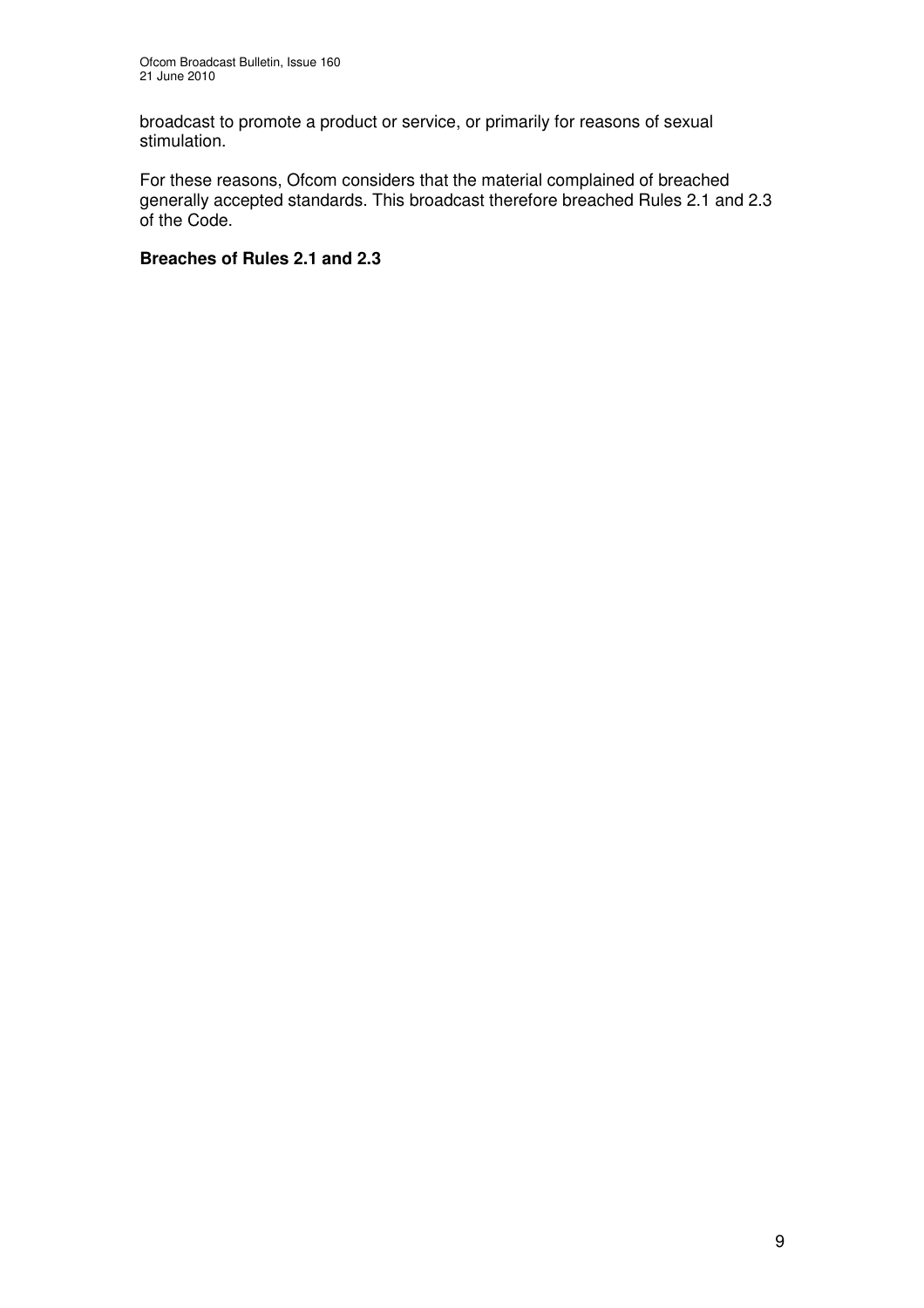broadcast to promote a product or service, or primarily for reasons of sexual stimulation.

For these reasons, Ofcom considers that the material complained of breached generally accepted standards. This broadcast therefore breached Rules 2.1 and 2.3 of the Code.

**Breaches of Rules 2.1 and 2.3**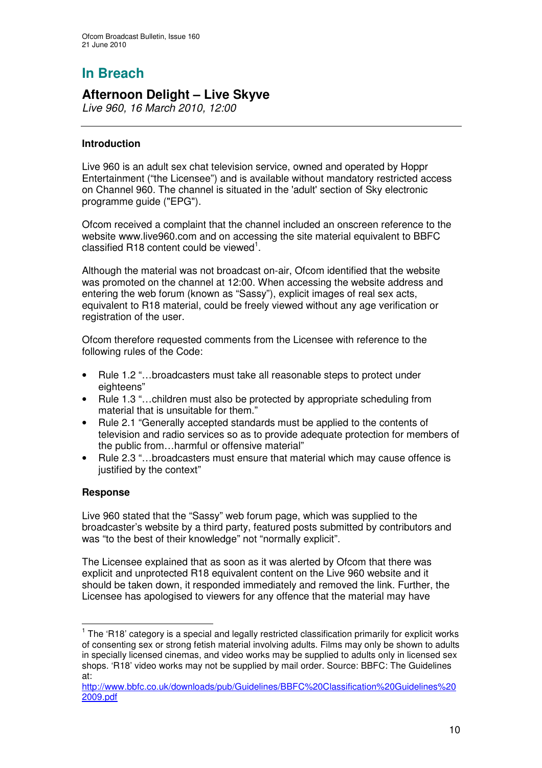## In Breach

### Afternoon Delight – Live Skyve

*Live 960, 16 March 2010, 12:00*

---

#### Introduction

Live 960 is an adult sex chat television service, owned and operated by Hoppr Entertainment ("the Licensee") and is available without mandatory restricted access on Channel 960. The channel is situated in the 'adult' section of Sky electronic programme guide ("EPG").

Ofcom received a complaint that the channel included an onscreen reference to the website www.live960.com and on accessing the site material equivalent to BBFC classified R18 content could be viewed[1].

Although the material was not broadcast on-air, Ofcom identified that the website was promoted on the channel at 12:00. When accessing the website address and entering the web forum (known as "Sassy"), explicit images of real sex acts, equivalent to R18 material, could be freely viewed without any age verification or registration of the user.

Ofcom therefore requested comments from the Licensee with reference to the following rules of the Code:

- Rule 1.2 "…broadcasters must take all reasonable steps to protect under eighteens"
- Rule 1.3 "…children must also be protected by appropriate scheduling from material that is unsuitable for them."
- Rule 2.1 "Generally accepted standards must be applied to the contents of television and radio services so as to provide adequate protection for members of the public from…harmful or offensive material"
- Rule 2.3 "…broadcasters must ensure that material which may cause offence is justified by the context"

#### Response

Live 960 stated that the "Sassy" web forum page, which was supplied to the broadcaster's website by a third party, featured posts submitted by contributors and was "to the best of their knowledge" not "normally explicit".

The Licensee explained that as soon as it was alerted by Ofcom that there was explicit and unprotected R18 equivalent content on the Live 960 website and it should be taken down, it responded immediately and removed the link. Further, the Licensee has apologised to viewers for any offence that the material may have

---

[1] The 'R18' category is a special and legally restricted classification primarily for explicit works of consenting sex or strong fetish material involving adults. Films may only be shown to adults in specially licensed cinemas, and video works may be supplied to adults only in licensed sex shops. 'R18' video works may not be supplied by mail order. Source: BBFC: The Guidelines at: http://www.bbfc.co.uk/downloads/pub/Guidelines/BBFC%20Classification%20Guidelines%202009.pdf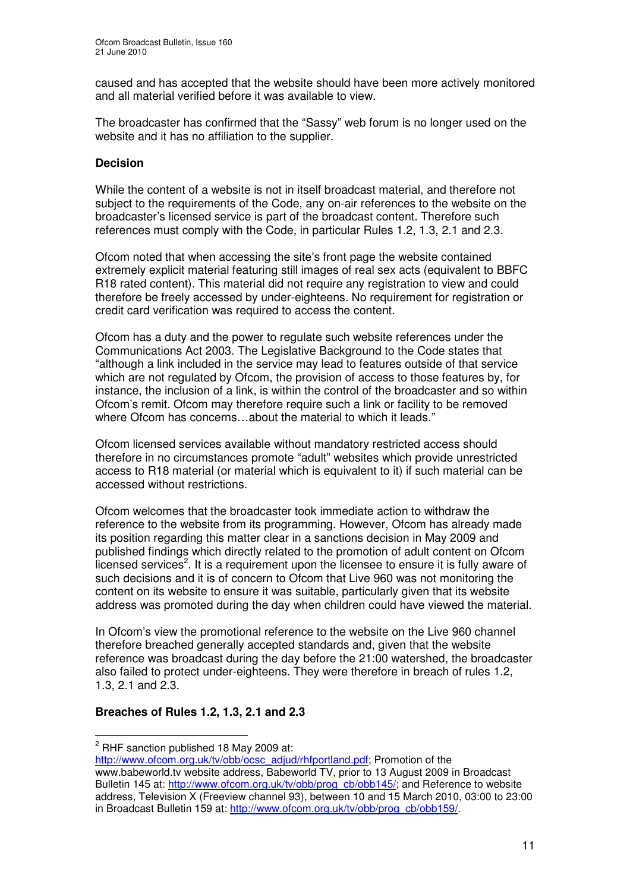caused and has accepted that the website should have been more actively monitored and all material verified before it was available to view.

The broadcaster has confirmed that the "Sassy" web forum is no longer used on the website and it has no affiliation to the supplier.

**Decision**

While the content of a website is not in itself broadcast material, and therefore not subject to the requirements of the Code, any on-air references to the website on the broadcaster's licensed service is part of the broadcast content. Therefore such references must comply with the Code, in particular Rules 1.2, 1.3, 2.1 and 2.3.

Ofcom noted that when accessing the site's front page the website contained extremely explicit material featuring still images of real sex acts (equivalent to BBFC R18 rated content). This material did not require any registration to view and could therefore be freely accessed by under-eighteens. No requirement for registration or credit card verification was required to access the content.

Ofcom has a duty and the power to regulate such website references under the Communications Act 2003. The Legislative Background to the Code states that "although a link included in the service may lead to features outside of that service which are not regulated by Ofcom, the provision of access to those features by, for instance, the inclusion of a link, is within the control of the broadcaster and so within Ofcom's remit. Ofcom may therefore require such a link or facility to be removed where Ofcom has concerns…about the material to which it leads."

Ofcom licensed services available without mandatory restricted access should therefore in no circumstances promote "adult" websites which provide unrestricted access to R18 material (or material which is equivalent to it) if such material can be accessed without restrictions.

Ofcom welcomes that the broadcaster took immediate action to withdraw the reference to the website from its programming. However, Ofcom has already made its position regarding this matter clear in a sanctions decision in May 2009 and published findings which directly related to the promotion of adult content on Ofcom licensed services[2]. It is a requirement upon the licensee to ensure it is fully aware of such decisions and it is of concern to Ofcom that Live 960 was not monitoring the content on its website to ensure it was suitable, particularly given that its website address was promoted during the day when children could have viewed the material.

In Ofcom's view the promotional reference to the website on the Live 960 channel therefore breached generally accepted standards and, given that the website reference was broadcast during the day before the 21:00 watershed, the broadcaster also failed to protect under-eighteens. They were therefore in breach of rules 1.2, 1.3, 2.1 and 2.3.

**Breaches of Rules 1.2, 1.3, 2.1 and 2.3**

---

[2] RHF sanction published 18 May 2009 at: http://www.ofcom.org.uk/tv/obb/ocsc_adjud/rhfportland.pdf; Promotion of the www.babeworld.tv website address, Babeworld TV, prior to 13 August 2009 in Broadcast Bulletin 145 at: http://www.ofcom.org.uk/tv/obb/prog_cb/obb145/; and Reference to website address, Television X (Freeview channel 93), between 10 and 15 March 2010, 03:00 to 23:00 in Broadcast Bulletin 159 at: http://www.ofcom.org.uk/tv/obb/prog_cb/obb159/.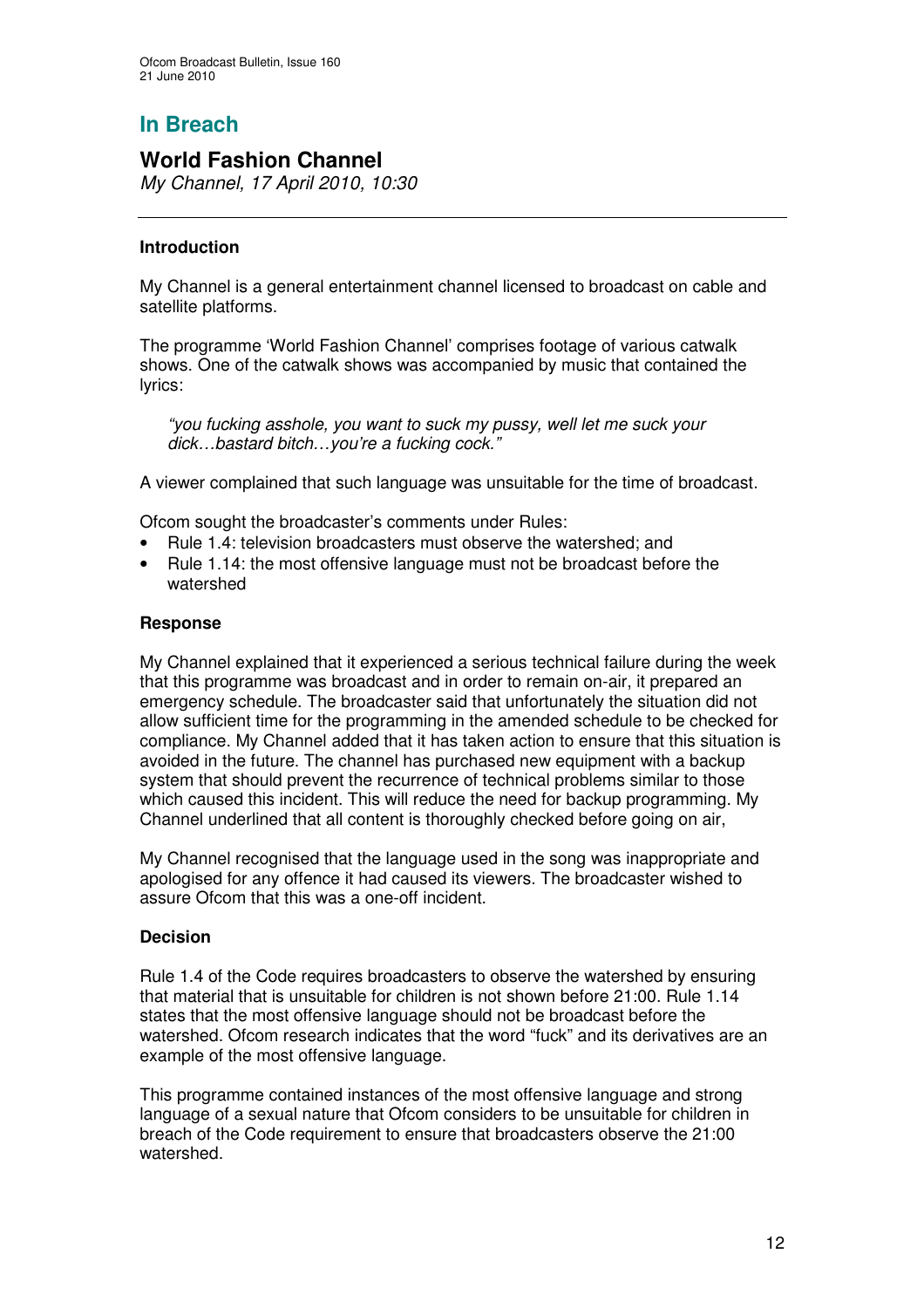## In Breach

### World Fashion Channel

*My Channel, 17 April 2010, 10:30*

---

**Introduction**

My Channel is a general entertainment channel licensed to broadcast on cable and satellite platforms.

The programme 'World Fashion Channel' comprises footage of various catwalk shows. One of the catwalk shows was accompanied by music that contained the lyrics:

> *"you fucking asshole, you want to suck my pussy, well let me suck your dick…bastard bitch…you're a fucking cock."*

A viewer complained that such language was unsuitable for the time of broadcast.

Ofcom sought the broadcaster's comments under Rules:

- Rule 1.4: television broadcasters must observe the watershed; and
- Rule 1.14: the most offensive language must not be broadcast before the watershed

**Response**

My Channel explained that it experienced a serious technical failure during the week that this programme was broadcast and in order to remain on-air, it prepared an emergency schedule. The broadcaster said that unfortunately the situation did not allow sufficient time for the programming in the amended schedule to be checked for compliance. My Channel added that it has taken action to ensure that this situation is avoided in the future. The channel has purchased new equipment with a backup system that should prevent the recurrence of technical problems similar to those which caused this incident. This will reduce the need for backup programming. My Channel underlined that all content is thoroughly checked before going on air,

My Channel recognised that the language used in the song was inappropriate and apologised for any offence it had caused its viewers. The broadcaster wished to assure Ofcom that this was a one-off incident.

**Decision**

Rule 1.4 of the Code requires broadcasters to observe the watershed by ensuring that material that is unsuitable for children is not shown before 21:00. Rule 1.14 states that the most offensive language should not be broadcast before the watershed. Ofcom research indicates that the word "fuck" and its derivatives are an example of the most offensive language.

This programme contained instances of the most offensive language and strong language of a sexual nature that Ofcom considers to be unsuitable for children in breach of the Code requirement to ensure that broadcasters observe the 21:00 watershed.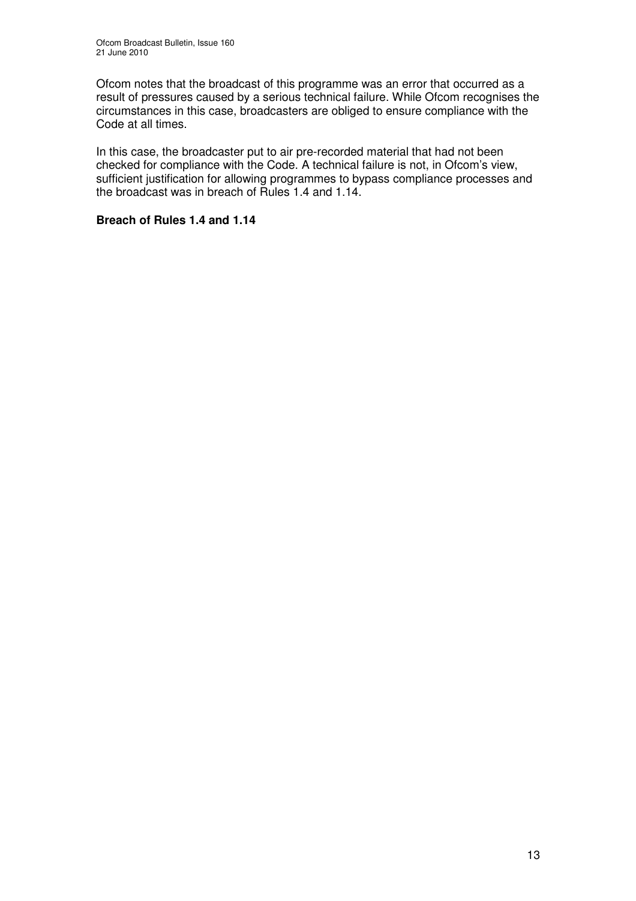Ofcom notes that the broadcast of this programme was an error that occurred as a result of pressures caused by a serious technical failure. While Ofcom recognises the circumstances in this case, broadcasters are obliged to ensure compliance with the Code at all times.

In this case, the broadcaster put to air pre-recorded material that had not been checked for compliance with the Code. A technical failure is not, in Ofcom's view, sufficient justification for allowing programmes to bypass compliance processes and the broadcast was in breach of Rules 1.4 and 1.14.

**Breach of Rules 1.4 and 1.14**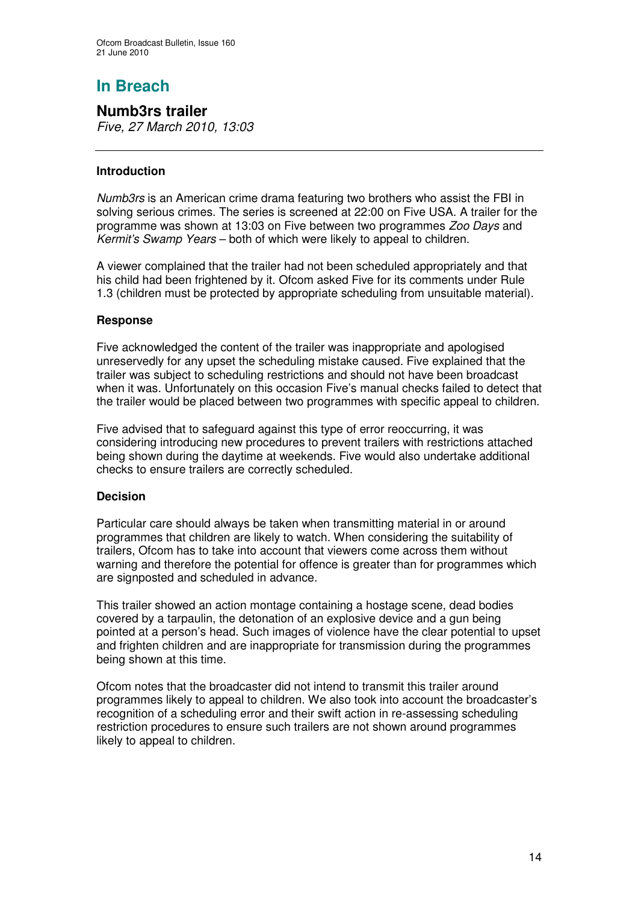## In Breach

### Numb3rs trailer

*Five, 27 March 2010, 13:03*

---

#### Introduction

*Numb3rs* is an American crime drama featuring two brothers who assist the FBI in solving serious crimes. The series is screened at 22:00 on Five USA. A trailer for the programme was shown at 13:03 on Five between two programmes *Zoo Days* and *Kermit's Swamp Years* – both of which were likely to appeal to children.

A viewer complained that the trailer had not been scheduled appropriately and that his child had been frightened by it. Ofcom asked Five for its comments under Rule 1.3 (children must be protected by appropriate scheduling from unsuitable material).

#### Response

Five acknowledged the content of the trailer was inappropriate and apologised unreservedly for any upset the scheduling mistake caused. Five explained that the trailer was subject to scheduling restrictions and should not have been broadcast when it was. Unfortunately on this occasion Five's manual checks failed to detect that the trailer would be placed between two programmes with specific appeal to children.

Five advised that to safeguard against this type of error reoccurring, it was considering introducing new procedures to prevent trailers with restrictions attached being shown during the daytime at weekends. Five would also undertake additional checks to ensure trailers are correctly scheduled.

#### Decision

Particular care should always be taken when transmitting material in or around programmes that children are likely to watch. When considering the suitability of trailers, Ofcom has to take into account that viewers come across them without warning and therefore the potential for offence is greater than for programmes which are signposted and scheduled in advance.

This trailer showed an action montage containing a hostage scene, dead bodies covered by a tarpaulin, the detonation of an explosive device and a gun being pointed at a person's head. Such images of violence have the clear potential to upset and frighten children and are inappropriate for transmission during the programmes being shown at this time.

Ofcom notes that the broadcaster did not intend to transmit this trailer around programmes likely to appeal to children. We also took into account the broadcaster's recognition of a scheduling error and their swift action in re-assessing scheduling restriction procedures to ensure such trailers are not shown around programmes likely to appeal to children.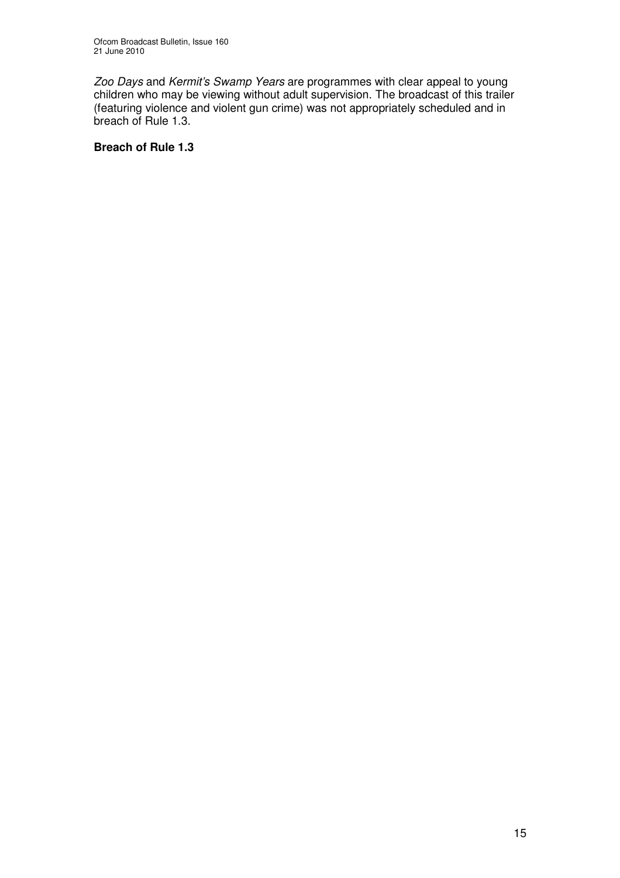*Zoo Days* and *Kermit's Swamp Years* are programmes with clear appeal to young children who may be viewing without adult supervision. The broadcast of this trailer (featuring violence and violent gun crime) was not appropriately scheduled and in breach of Rule 1.3.

**Breach of Rule 1.3**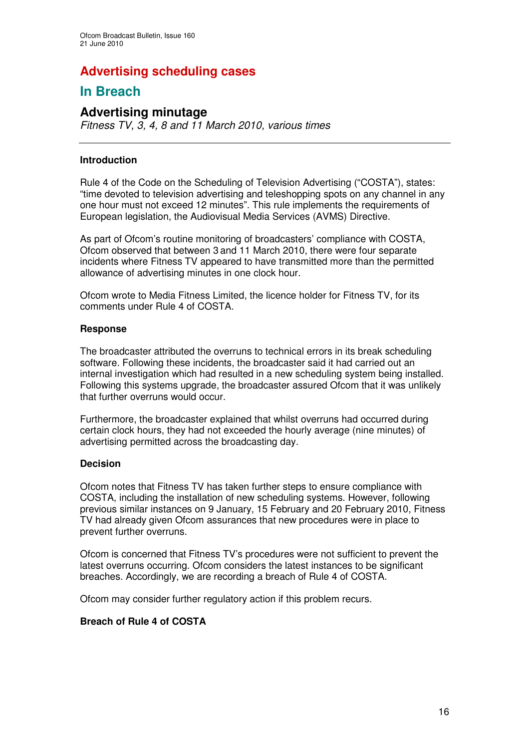# Advertising scheduling cases

## In Breach

### Advertising minutage

*Fitness TV, 3, 4, 8 and 11 March 2010, various times*

---

**Introduction**

Rule 4 of the Code on the Scheduling of Television Advertising ("COSTA"), states: "time devoted to television advertising and teleshopping spots on any channel in any one hour must not exceed 12 minutes". This rule implements the requirements of European legislation, the Audiovisual Media Services (AVMS) Directive.

As part of Ofcom's routine monitoring of broadcasters' compliance with COSTA, Ofcom observed that between 3 and 11 March 2010, there were four separate incidents where Fitness TV appeared to have transmitted more than the permitted allowance of advertising minutes in one clock hour.

Ofcom wrote to Media Fitness Limited, the licence holder for Fitness TV, for its comments under Rule 4 of COSTA.

**Response**

The broadcaster attributed the overruns to technical errors in its break scheduling software. Following these incidents, the broadcaster said it had carried out an internal investigation which had resulted in a new scheduling system being installed. Following this systems upgrade, the broadcaster assured Ofcom that it was unlikely that further overruns would occur.

Furthermore, the broadcaster explained that whilst overruns had occurred during certain clock hours, they had not exceeded the hourly average (nine minutes) of advertising permitted across the broadcasting day.

**Decision**

Ofcom notes that Fitness TV has taken further steps to ensure compliance with COSTA, including the installation of new scheduling systems. However, following previous similar instances on 9 January, 15 February and 20 February 2010, Fitness TV had already given Ofcom assurances that new procedures were in place to prevent further overruns.

Ofcom is concerned that Fitness TV's procedures were not sufficient to prevent the latest overruns occurring. Ofcom considers the latest instances to be significant breaches. Accordingly, we are recording a breach of Rule 4 of COSTA.

Ofcom may consider further regulatory action if this problem recurs.

**Breach of Rule 4 of COSTA**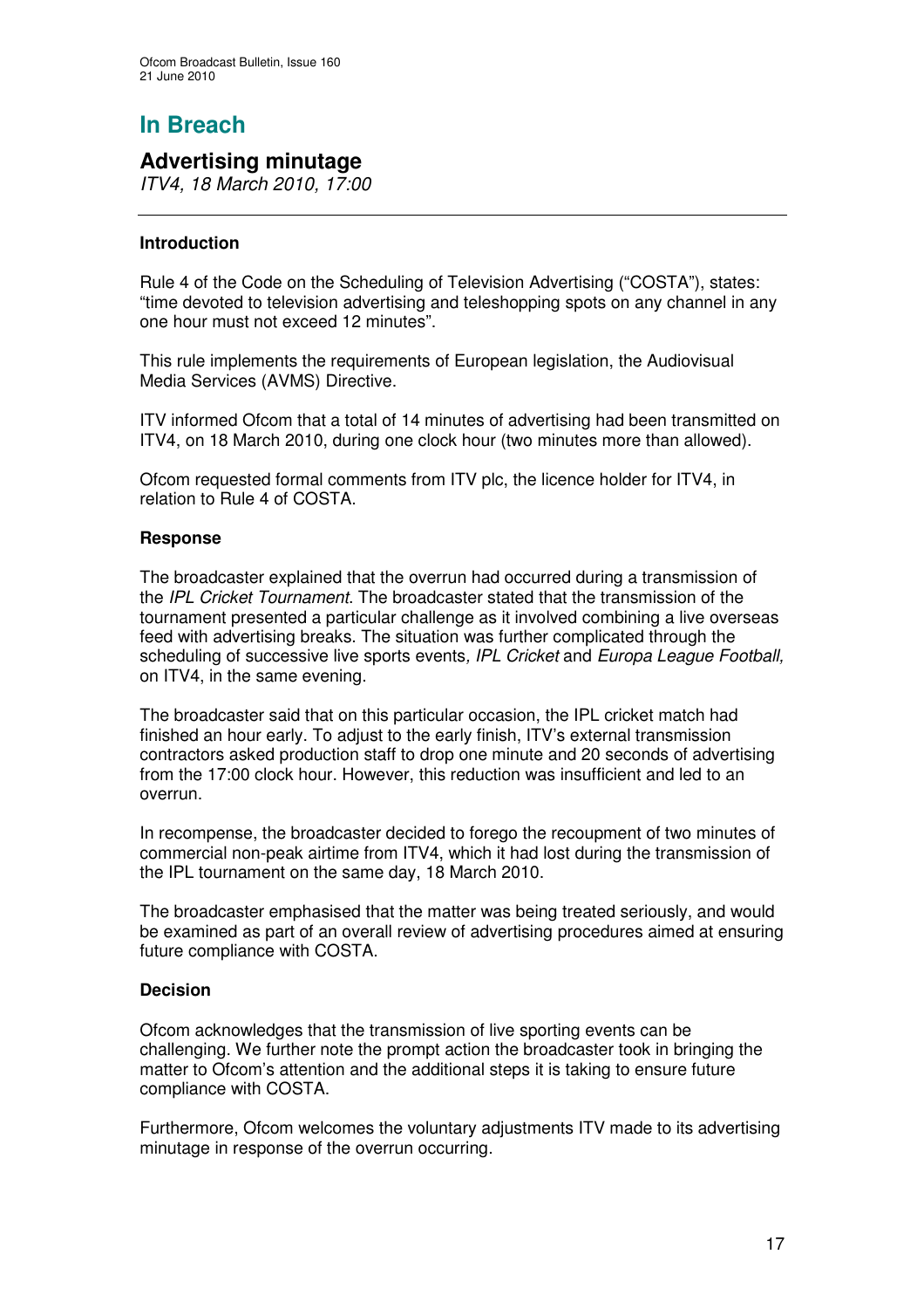# In Breach

## Advertising minutage

*ITV4, 18 March 2010, 17:00*

---

### Introduction

Rule 4 of the Code on the Scheduling of Television Advertising ("COSTA"), states: "time devoted to television advertising and teleshopping spots on any channel in any one hour must not exceed 12 minutes".

This rule implements the requirements of European legislation, the Audiovisual Media Services (AVMS) Directive.

ITV informed Ofcom that a total of 14 minutes of advertising had been transmitted on ITV4, on 18 March 2010, during one clock hour (two minutes more than allowed).

Ofcom requested formal comments from ITV plc, the licence holder for ITV4, in relation to Rule 4 of COSTA.

### Response

The broadcaster explained that the overrun had occurred during a transmission of the *IPL Cricket Tournament*. The broadcaster stated that the transmission of the tournament presented a particular challenge as it involved combining a live overseas feed with advertising breaks. The situation was further complicated through the scheduling of successive live sports events*, IPL Cricket* and *Europa League Football,* on ITV4, in the same evening.

The broadcaster said that on this particular occasion, the IPL cricket match had finished an hour early. To adjust to the early finish, ITV's external transmission contractors asked production staff to drop one minute and 20 seconds of advertising from the 17:00 clock hour. However, this reduction was insufficient and led to an overrun.

In recompense, the broadcaster decided to forego the recoupment of two minutes of commercial non-peak airtime from ITV4, which it had lost during the transmission of the IPL tournament on the same day, 18 March 2010.

The broadcaster emphasised that the matter was being treated seriously, and would be examined as part of an overall review of advertising procedures aimed at ensuring future compliance with COSTA.

### Decision

Ofcom acknowledges that the transmission of live sporting events can be challenging. We further note the prompt action the broadcaster took in bringing the matter to Ofcom's attention and the additional steps it is taking to ensure future compliance with COSTA.

Furthermore, Ofcom welcomes the voluntary adjustments ITV made to its advertising minutage in response of the overrun occurring.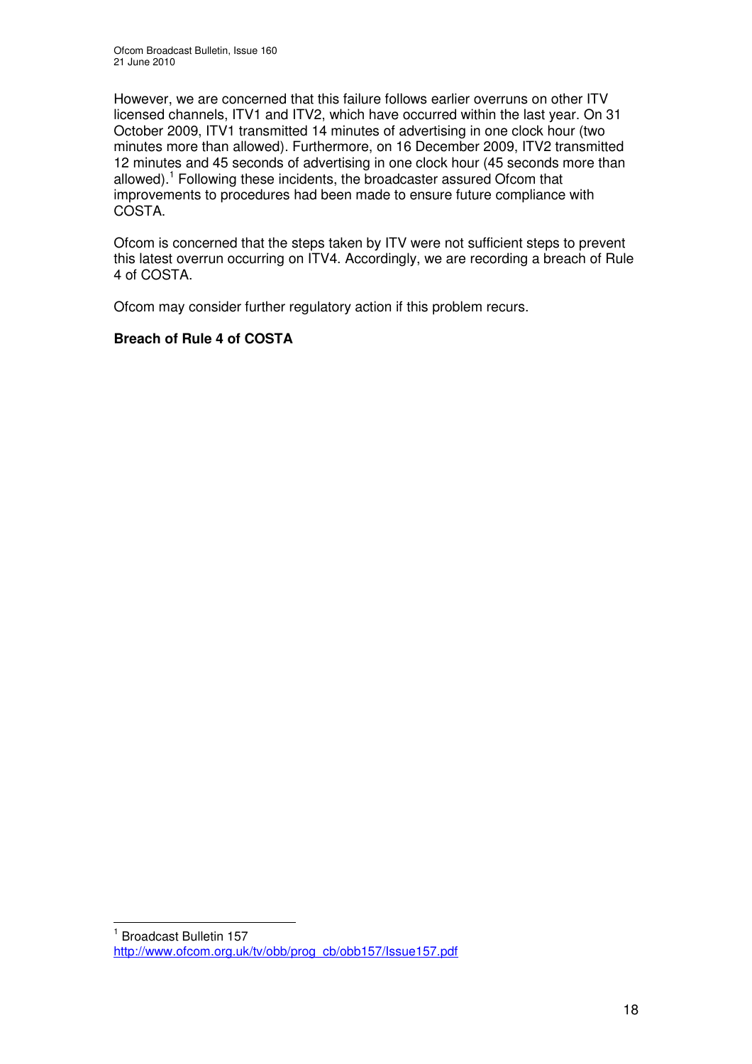However, we are concerned that this failure follows earlier overruns on other ITV licensed channels, ITV1 and ITV2, which have occurred within the last year. On 31 October 2009, ITV1 transmitted 14 minutes of advertising in one clock hour (two minutes more than allowed). Furthermore, on 16 December 2009, ITV2 transmitted 12 minutes and 45 seconds of advertising in one clock hour (45 seconds more than allowed).[1] Following these incidents, the broadcaster assured Ofcom that improvements to procedures had been made to ensure future compliance with COSTA.

Ofcom is concerned that the steps taken by ITV were not sufficient steps to prevent this latest overrun occurring on ITV4. Accordingly, we are recording a breach of Rule 4 of COSTA.

Ofcom may consider further regulatory action if this problem recurs.

**Breach of Rule 4 of COSTA**

---

[1] Broadcast Bulletin 157
http://www.ofcom.org.uk/tv/obb/prog_cb/obb157/Issue157.pdf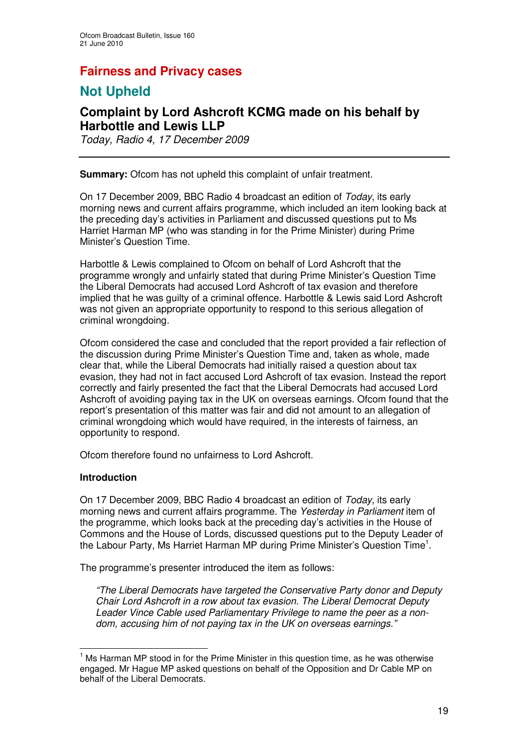# Fairness and Privacy cases

## Not Upheld

### Complaint by Lord Ashcroft KCMG made on his behalf by Harbottle and Lewis LLP

*Today, Radio 4, 17 December 2009*

---

**Summary:** Ofcom has not upheld this complaint of unfair treatment.

On 17 December 2009, BBC Radio 4 broadcast an edition of *Today*, its early morning news and current affairs programme, which included an item looking back at the preceding day's activities in Parliament and discussed questions put to Ms Harriet Harman MP (who was standing in for the Prime Minister) during Prime Minister's Question Time.

Harbottle & Lewis complained to Ofcom on behalf of Lord Ashcroft that the programme wrongly and unfairly stated that during Prime Minister's Question Time the Liberal Democrats had accused Lord Ashcroft of tax evasion and therefore implied that he was guilty of a criminal offence. Harbottle & Lewis said Lord Ashcroft was not given an appropriate opportunity to respond to this serious allegation of criminal wrongdoing.

Ofcom considered the case and concluded that the report provided a fair reflection of the discussion during Prime Minister's Question Time and, taken as whole, made clear that, while the Liberal Democrats had initially raised a question about tax evasion, they had not in fact accused Lord Ashcroft of tax evasion. Instead the report correctly and fairly presented the fact that the Liberal Democrats had accused Lord Ashcroft of avoiding paying tax in the UK on overseas earnings. Ofcom found that the report's presentation of this matter was fair and did not amount to an allegation of criminal wrongdoing which would have required, in the interests of fairness, an opportunity to respond.

Ofcom therefore found no unfairness to Lord Ashcroft.

**Introduction**

On 17 December 2009, BBC Radio 4 broadcast an edition of *Today*, its early morning news and current affairs programme. The *Yesterday in Parliament* item of the programme, which looks back at the preceding day's activities in the House of Commons and the House of Lords, discussed questions put to the Deputy Leader of the Labour Party, Ms Harriet Harman MP during Prime Minister's Question Time[1].

The programme's presenter introduced the item as follows:

> *"The Liberal Democrats have targeted the Conservative Party donor and Deputy Chair Lord Ashcroft in a row about tax evasion. The Liberal Democrat Deputy Leader Vince Cable used Parliamentary Privilege to name the peer as a non-dom, accusing him of not paying tax in the UK on overseas earnings."*

---

[1] Ms Harman MP stood in for the Prime Minister in this question time, as he was otherwise engaged. Mr Hague MP asked questions on behalf of the Opposition and Dr Cable MP on behalf of the Liberal Democrats.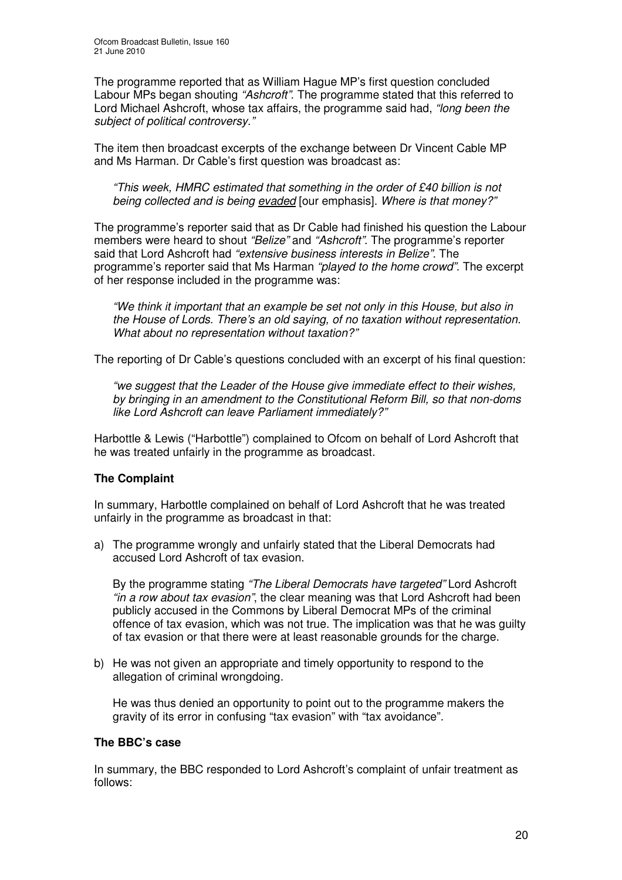The programme reported that as William Hague MP's first question concluded Labour MPs began shouting *"Ashcroft"*. The programme stated that this referred to Lord Michael Ashcroft, whose tax affairs, the programme said had, *"long been the subject of political controversy."*

The item then broadcast excerpts of the exchange between Dr Vincent Cable MP and Ms Harman. Dr Cable's first question was broadcast as:

> *"This week, HMRC estimated that something in the order of £40 billion is not being collected and is being evaded* [our emphasis]. *Where is that money?"*

The programme's reporter said that as Dr Cable had finished his question the Labour members were heard to shout *"Belize"* and *"Ashcroft"*. The programme's reporter said that Lord Ashcroft had *"extensive business interests in Belize"*. The programme's reporter said that Ms Harman *"played to the home crowd"*. The excerpt of her response included in the programme was:

> *"We think it important that an example be set not only in this House, but also in the House of Lords. There's an old saying, of no taxation without representation. What about no representation without taxation?"*

The reporting of Dr Cable's questions concluded with an excerpt of his final question:

> *"we suggest that the Leader of the House give immediate effect to their wishes, by bringing in an amendment to the Constitutional Reform Bill, so that non-doms like Lord Ashcroft can leave Parliament immediately?"*

Harbottle & Lewis ("Harbottle") complained to Ofcom on behalf of Lord Ashcroft that he was treated unfairly in the programme as broadcast.

### The Complaint

In summary, Harbottle complained on behalf of Lord Ashcroft that he was treated unfairly in the programme as broadcast in that:

a) The programme wrongly and unfairly stated that the Liberal Democrats had accused Lord Ashcroft of tax evasion.

   By the programme stating *"The Liberal Democrats have targeted"* Lord Ashcroft *"in a row about tax evasion"*, the clear meaning was that Lord Ashcroft had been publicly accused in the Commons by Liberal Democrat MPs of the criminal offence of tax evasion, which was not true. The implication was that he was guilty of tax evasion or that there were at least reasonable grounds for the charge.

b) He was not given an appropriate and timely opportunity to respond to the allegation of criminal wrongdoing.

   He was thus denied an opportunity to point out to the programme makers the gravity of its error in confusing "tax evasion" with "tax avoidance".

### The BBC's case

In summary, the BBC responded to Lord Ashcroft's complaint of unfair treatment as follows: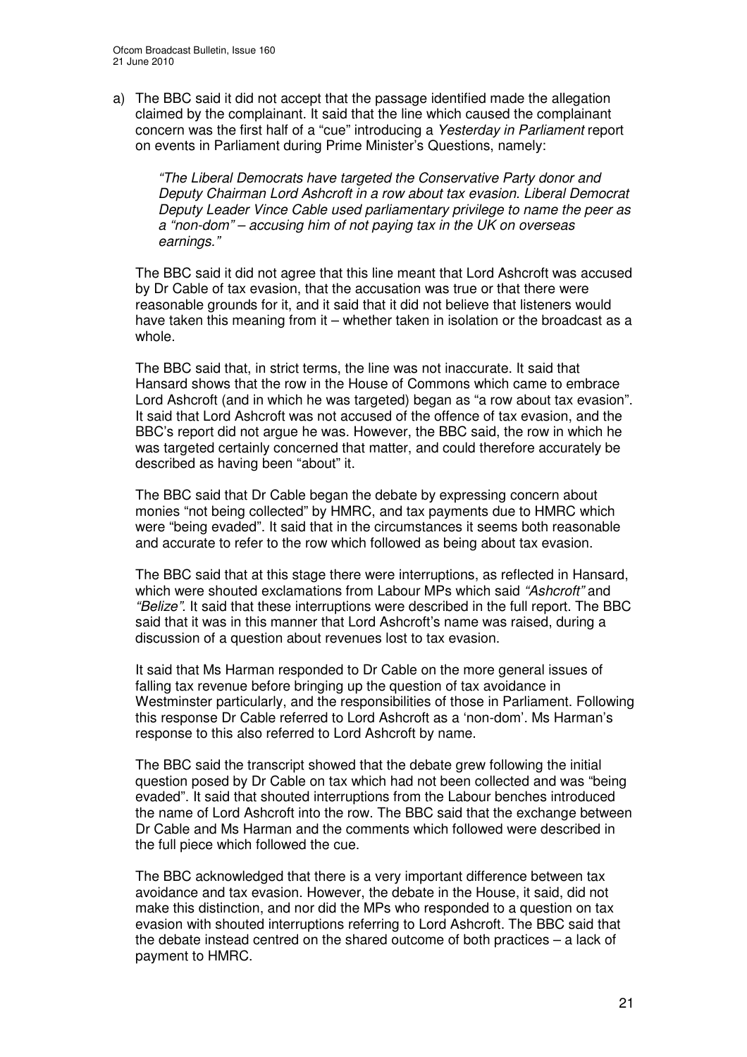a) The BBC said it did not accept that the passage identified made the allegation claimed by the complainant. It said that the line which caused the complainant concern was the first half of a "cue" introducing a *Yesterday in Parliament* report on events in Parliament during Prime Minister's Questions, namely:

> *"The Liberal Democrats have targeted the Conservative Party donor and Deputy Chairman Lord Ashcroft in a row about tax evasion. Liberal Democrat Deputy Leader Vince Cable used parliamentary privilege to name the peer as a "non-dom" – accusing him of not paying tax in the UK on overseas earnings."*

The BBC said it did not agree that this line meant that Lord Ashcroft was accused by Dr Cable of tax evasion, that the accusation was true or that there were reasonable grounds for it, and it said that it did not believe that listeners would have taken this meaning from it – whether taken in isolation or the broadcast as a whole.

The BBC said that, in strict terms, the line was not inaccurate. It said that Hansard shows that the row in the House of Commons which came to embrace Lord Ashcroft (and in which he was targeted) began as "a row about tax evasion". It said that Lord Ashcroft was not accused of the offence of tax evasion, and the BBC's report did not argue he was. However, the BBC said, the row in which he was targeted certainly concerned that matter, and could therefore accurately be described as having been "about" it.

The BBC said that Dr Cable began the debate by expressing concern about monies "not being collected" by HMRC, and tax payments due to HMRC which were "being evaded". It said that in the circumstances it seems both reasonable and accurate to refer to the row which followed as being about tax evasion.

The BBC said that at this stage there were interruptions, as reflected in Hansard, which were shouted exclamations from Labour MPs which said *"Ashcroft"* and *"Belize"*. It said that these interruptions were described in the full report. The BBC said that it was in this manner that Lord Ashcroft's name was raised, during a discussion of a question about revenues lost to tax evasion.

It said that Ms Harman responded to Dr Cable on the more general issues of falling tax revenue before bringing up the question of tax avoidance in Westminster particularly, and the responsibilities of those in Parliament. Following this response Dr Cable referred to Lord Ashcroft as a 'non-dom'. Ms Harman's response to this also referred to Lord Ashcroft by name.

The BBC said the transcript showed that the debate grew following the initial question posed by Dr Cable on tax which had not been collected and was "being evaded". It said that shouted interruptions from the Labour benches introduced the name of Lord Ashcroft into the row. The BBC said that the exchange between Dr Cable and Ms Harman and the comments which followed were described in the full piece which followed the cue.

The BBC acknowledged that there is a very important difference between tax avoidance and tax evasion. However, the debate in the House, it said, did not make this distinction, and nor did the MPs who responded to a question on tax evasion with shouted interruptions referring to Lord Ashcroft. The BBC said that the debate instead centred on the shared outcome of both practices – a lack of payment to HMRC.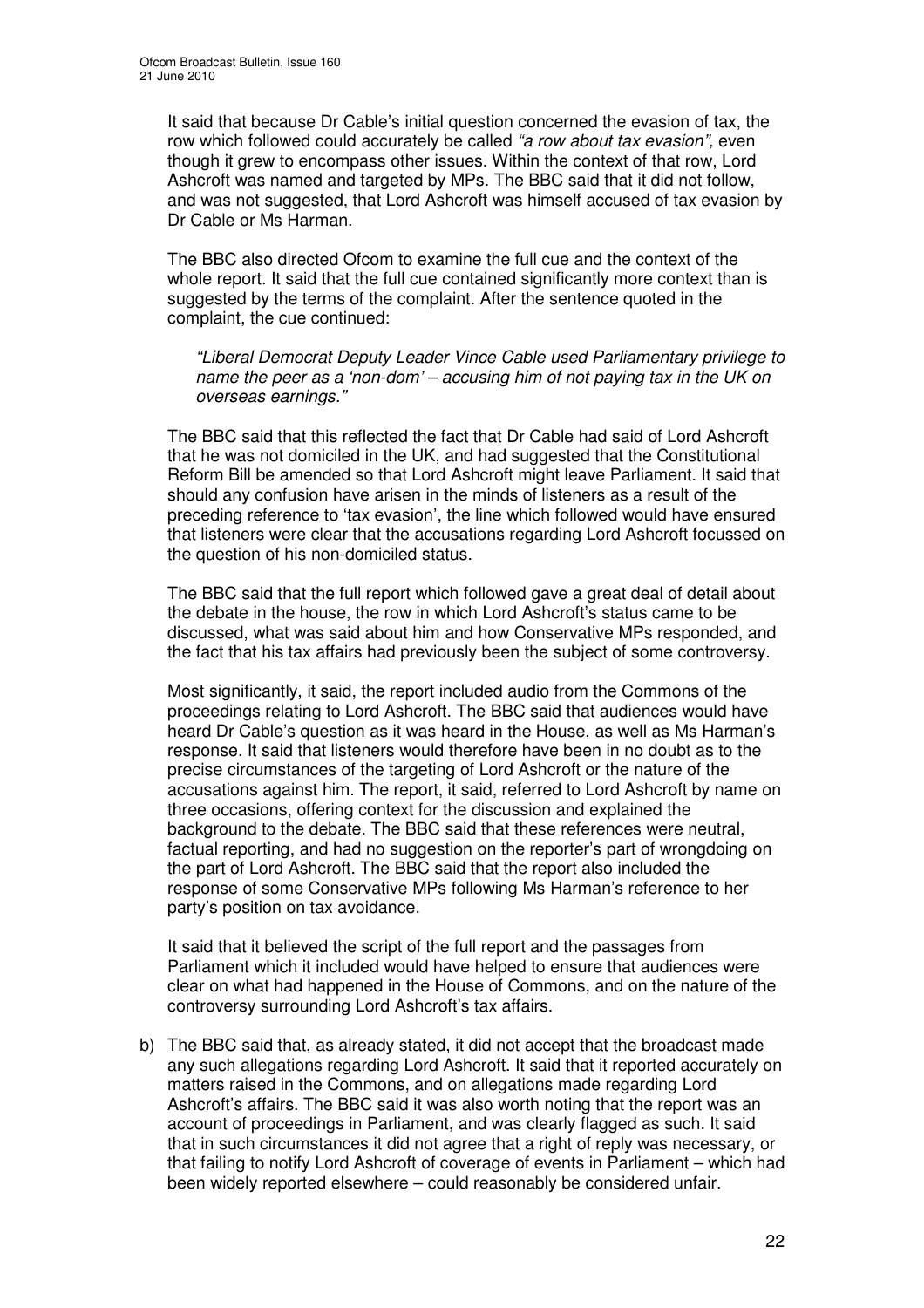It said that because Dr Cable's initial question concerned the evasion of tax, the row which followed could accurately be called *"a row about tax evasion",* even though it grew to encompass other issues. Within the context of that row, Lord Ashcroft was named and targeted by MPs. The BBC said that it did not follow, and was not suggested, that Lord Ashcroft was himself accused of tax evasion by Dr Cable or Ms Harman.

The BBC also directed Ofcom to examine the full cue and the context of the whole report. It said that the full cue contained significantly more context than is suggested by the terms of the complaint. After the sentence quoted in the complaint, the cue continued:

> *"Liberal Democrat Deputy Leader Vince Cable used Parliamentary privilege to name the peer as a 'non-dom' – accusing him of not paying tax in the UK on overseas earnings."*

The BBC said that this reflected the fact that Dr Cable had said of Lord Ashcroft that he was not domiciled in the UK, and had suggested that the Constitutional Reform Bill be amended so that Lord Ashcroft might leave Parliament. It said that should any confusion have arisen in the minds of listeners as a result of the preceding reference to 'tax evasion', the line which followed would have ensured that listeners were clear that the accusations regarding Lord Ashcroft focussed on the question of his non-domiciled status.

The BBC said that the full report which followed gave a great deal of detail about the debate in the house, the row in which Lord Ashcroft's status came to be discussed, what was said about him and how Conservative MPs responded, and the fact that his tax affairs had previously been the subject of some controversy.

Most significantly, it said, the report included audio from the Commons of the proceedings relating to Lord Ashcroft. The BBC said that audiences would have heard Dr Cable's question as it was heard in the House, as well as Ms Harman's response. It said that listeners would therefore have been in no doubt as to the precise circumstances of the targeting of Lord Ashcroft or the nature of the accusations against him. The report, it said, referred to Lord Ashcroft by name on three occasions, offering context for the discussion and explained the background to the debate. The BBC said that these references were neutral, factual reporting, and had no suggestion on the reporter's part of wrongdoing on the part of Lord Ashcroft. The BBC said that the report also included the response of some Conservative MPs following Ms Harman's reference to her party's position on tax avoidance.

It said that it believed the script of the full report and the passages from Parliament which it included would have helped to ensure that audiences were clear on what had happened in the House of Commons, and on the nature of the controversy surrounding Lord Ashcroft's tax affairs.

b) The BBC said that, as already stated, it did not accept that the broadcast made any such allegations regarding Lord Ashcroft. It said that it reported accurately on matters raised in the Commons, and on allegations made regarding Lord Ashcroft's affairs. The BBC said it was also worth noting that the report was an account of proceedings in Parliament, and was clearly flagged as such. It said that in such circumstances it did not agree that a right of reply was necessary, or that failing to notify Lord Ashcroft of coverage of events in Parliament – which had been widely reported elsewhere – could reasonably be considered unfair.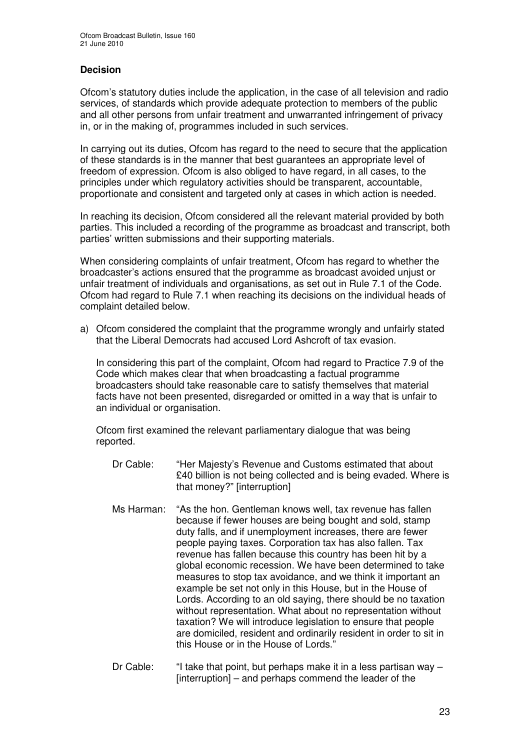## Decision

Ofcom's statutory duties include the application, in the case of all television and radio services, of standards which provide adequate protection to members of the public and all other persons from unfair treatment and unwarranted infringement of privacy in, or in the making of, programmes included in such services.

In carrying out its duties, Ofcom has regard to the need to secure that the application of these standards is in the manner that best guarantees an appropriate level of freedom of expression. Ofcom is also obliged to have regard, in all cases, to the principles under which regulatory activities should be transparent, accountable, proportionate and consistent and targeted only at cases in which action is needed.

In reaching its decision, Ofcom considered all the relevant material provided by both parties. This included a recording of the programme as broadcast and transcript, both parties' written submissions and their supporting materials.

When considering complaints of unfair treatment, Ofcom has regard to whether the broadcaster's actions ensured that the programme as broadcast avoided unjust or unfair treatment of individuals and organisations, as set out in Rule 7.1 of the Code. Ofcom had regard to Rule 7.1 when reaching its decisions on the individual heads of complaint detailed below.

a) Ofcom considered the complaint that the programme wrongly and unfairly stated that the Liberal Democrats had accused Lord Ashcroft of tax evasion.

   In considering this part of the complaint, Ofcom had regard to Practice 7.9 of the Code which makes clear that when broadcasting a factual programme broadcasters should take reasonable care to satisfy themselves that material facts have not been presented, disregarded or omitted in a way that is unfair to an individual or organisation.

   Ofcom first examined the relevant parliamentary dialogue that was being reported.

   Dr Cable: "Her Majesty's Revenue and Customs estimated that about £40 billion is not being collected and is being evaded. Where is that money?" [interruption]

   Ms Harman: "As the hon. Gentleman knows well, tax revenue has fallen because if fewer houses are being bought and sold, stamp duty falls, and if unemployment increases, there are fewer people paying taxes. Corporation tax has also fallen. Tax revenue has fallen because this country has been hit by a global economic recession. We have been determined to take measures to stop tax avoidance, and we think it important an example be set not only in this House, but in the House of Lords. According to an old saying, there should be no taxation without representation. What about no representation without taxation? We will introduce legislation to ensure that people are domiciled, resident and ordinarily resident in order to sit in this House or in the House of Lords."

   Dr Cable: "I take that point, but perhaps make it in a less partisan way – [interruption] – and perhaps commend the leader of the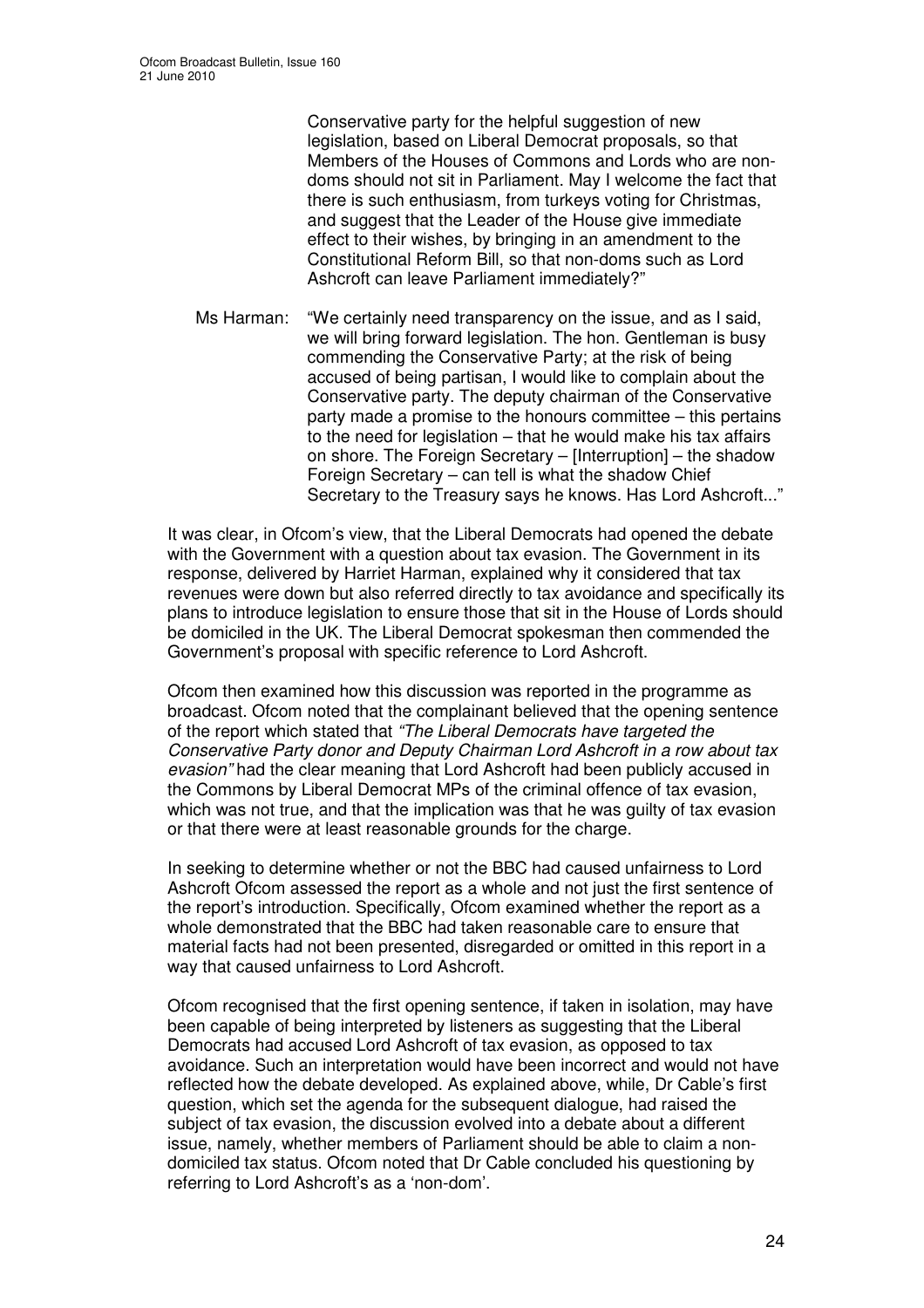Conservative party for the helpful suggestion of new legislation, based on Liberal Democrat proposals, so that Members of the Houses of Commons and Lords who are non-doms should not sit in Parliament. May I welcome the fact that there is such enthusiasm, from turkeys voting for Christmas, and suggest that the Leader of the House give immediate effect to their wishes, by bringing in an amendment to the Constitutional Reform Bill, so that non-doms such as Lord Ashcroft can leave Parliament immediately?"

Ms Harman: "We certainly need transparency on the issue, and as I said, we will bring forward legislation. The hon. Gentleman is busy commending the Conservative Party; at the risk of being accused of being partisan, I would like to complain about the Conservative party. The deputy chairman of the Conservative party made a promise to the honours committee – this pertains to the need for legislation – that he would make his tax affairs on shore. The Foreign Secretary – [Interruption] – the shadow Foreign Secretary – can tell is what the shadow Chief Secretary to the Treasury says he knows. Has Lord Ashcroft..."

It was clear, in Ofcom's view, that the Liberal Democrats had opened the debate with the Government with a question about tax evasion. The Government in its response, delivered by Harriet Harman, explained why it considered that tax revenues were down but also referred directly to tax avoidance and specifically its plans to introduce legislation to ensure those that sit in the House of Lords should be domiciled in the UK. The Liberal Democrat spokesman then commended the Government's proposal with specific reference to Lord Ashcroft.

Ofcom then examined how this discussion was reported in the programme as broadcast. Ofcom noted that the complainant believed that the opening sentence of the report which stated that *"The Liberal Democrats have targeted the Conservative Party donor and Deputy Chairman Lord Ashcroft in a row about tax evasion"* had the clear meaning that Lord Ashcroft had been publicly accused in the Commons by Liberal Democrat MPs of the criminal offence of tax evasion, which was not true, and that the implication was that he was guilty of tax evasion or that there were at least reasonable grounds for the charge.

In seeking to determine whether or not the BBC had caused unfairness to Lord Ashcroft Ofcom assessed the report as a whole and not just the first sentence of the report's introduction. Specifically, Ofcom examined whether the report as a whole demonstrated that the BBC had taken reasonable care to ensure that material facts had not been presented, disregarded or omitted in this report in a way that caused unfairness to Lord Ashcroft.

Ofcom recognised that the first opening sentence, if taken in isolation, may have been capable of being interpreted by listeners as suggesting that the Liberal Democrats had accused Lord Ashcroft of tax evasion, as opposed to tax avoidance. Such an interpretation would have been incorrect and would not have reflected how the debate developed. As explained above, while, Dr Cable's first question, which set the agenda for the subsequent dialogue, had raised the subject of tax evasion, the discussion evolved into a debate about a different issue, namely, whether members of Parliament should be able to claim a non-domiciled tax status. Ofcom noted that Dr Cable concluded his questioning by referring to Lord Ashcroft's as a 'non-dom'.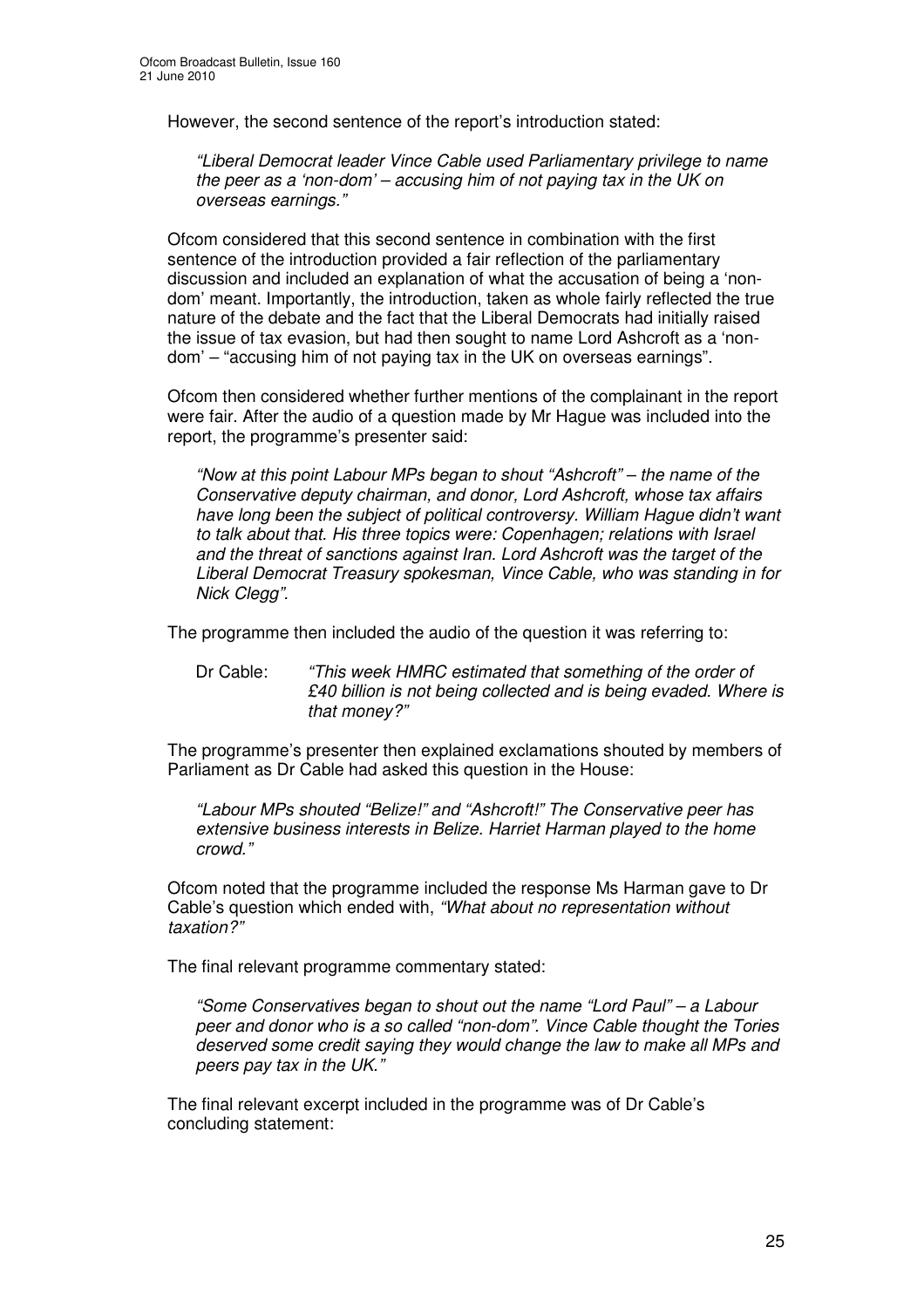However, the second sentence of the report's introduction stated:

> *"Liberal Democrat leader Vince Cable used Parliamentary privilege to name the peer as a 'non-dom' – accusing him of not paying tax in the UK on overseas earnings."*

Ofcom considered that this second sentence in combination with the first sentence of the introduction provided a fair reflection of the parliamentary discussion and included an explanation of what the accusation of being a 'non-dom' meant. Importantly, the introduction, taken as whole fairly reflected the true nature of the debate and the fact that the Liberal Democrats had initially raised the issue of tax evasion, but had then sought to name Lord Ashcroft as a 'non-dom' – "accusing him of not paying tax in the UK on overseas earnings".

Ofcom then considered whether further mentions of the complainant in the report were fair. After the audio of a question made by Mr Hague was included into the report, the programme's presenter said:

> *"Now at this point Labour MPs began to shout "Ashcroft" – the name of the Conservative deputy chairman, and donor, Lord Ashcroft, whose tax affairs have long been the subject of political controversy. William Hague didn't want to talk about that. His three topics were: Copenhagen; relations with Israel and the threat of sanctions against Iran. Lord Ashcroft was the target of the Liberal Democrat Treasury spokesman, Vince Cable, who was standing in for Nick Clegg".*

The programme then included the audio of the question it was referring to:

> Dr Cable: *"This week HMRC estimated that something of the order of £40 billion is not being collected and is being evaded. Where is that money?"*

The programme's presenter then explained exclamations shouted by members of Parliament as Dr Cable had asked this question in the House:

> *"Labour MPs shouted "Belize!" and "Ashcroft!" The Conservative peer has extensive business interests in Belize. Harriet Harman played to the home crowd."*

Ofcom noted that the programme included the response Ms Harman gave to Dr Cable's question which ended with, *"What about no representation without taxation?"*

The final relevant programme commentary stated:

> *"Some Conservatives began to shout out the name "Lord Paul" – a Labour peer and donor who is a so called "non-dom". Vince Cable thought the Tories deserved some credit saying they would change the law to make all MPs and peers pay tax in the UK."*

The final relevant excerpt included in the programme was of Dr Cable's concluding statement: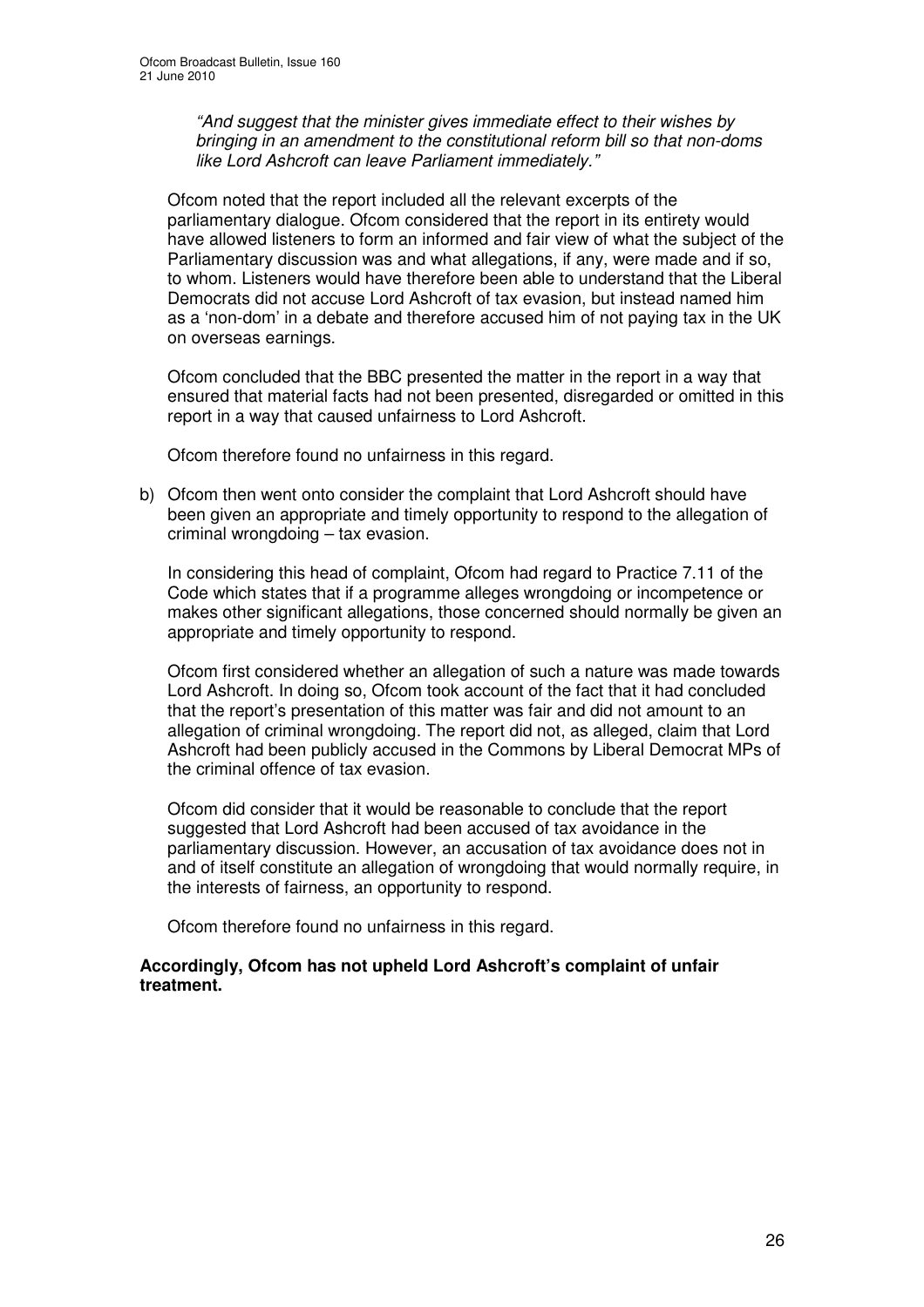*"And suggest that the minister gives immediate effect to their wishes by bringing in an amendment to the constitutional reform bill so that non-doms like Lord Ashcroft can leave Parliament immediately."*

Ofcom noted that the report included all the relevant excerpts of the parliamentary dialogue. Ofcom considered that the report in its entirety would have allowed listeners to form an informed and fair view of what the subject of the Parliamentary discussion was and what allegations, if any, were made and if so, to whom. Listeners would have therefore been able to understand that the Liberal Democrats did not accuse Lord Ashcroft of tax evasion, but instead named him as a 'non-dom' in a debate and therefore accused him of not paying tax in the UK on overseas earnings.

Ofcom concluded that the BBC presented the matter in the report in a way that ensured that material facts had not been presented, disregarded or omitted in this report in a way that caused unfairness to Lord Ashcroft.

Ofcom therefore found no unfairness in this regard.

b) Ofcom then went onto consider the complaint that Lord Ashcroft should have been given an appropriate and timely opportunity to respond to the allegation of criminal wrongdoing – tax evasion.

In considering this head of complaint, Ofcom had regard to Practice 7.11 of the Code which states that if a programme alleges wrongdoing or incompetence or makes other significant allegations, those concerned should normally be given an appropriate and timely opportunity to respond.

Ofcom first considered whether an allegation of such a nature was made towards Lord Ashcroft. In doing so, Ofcom took account of the fact that it had concluded that the report's presentation of this matter was fair and did not amount to an allegation of criminal wrongdoing. The report did not, as alleged, claim that Lord Ashcroft had been publicly accused in the Commons by Liberal Democrat MPs of the criminal offence of tax evasion.

Ofcom did consider that it would be reasonable to conclude that the report suggested that Lord Ashcroft had been accused of tax avoidance in the parliamentary discussion. However, an accusation of tax avoidance does not in and of itself constitute an allegation of wrongdoing that would normally require, in the interests of fairness, an opportunity to respond.

Ofcom therefore found no unfairness in this regard.

**Accordingly, Ofcom has not upheld Lord Ashcroft's complaint of unfair treatment.**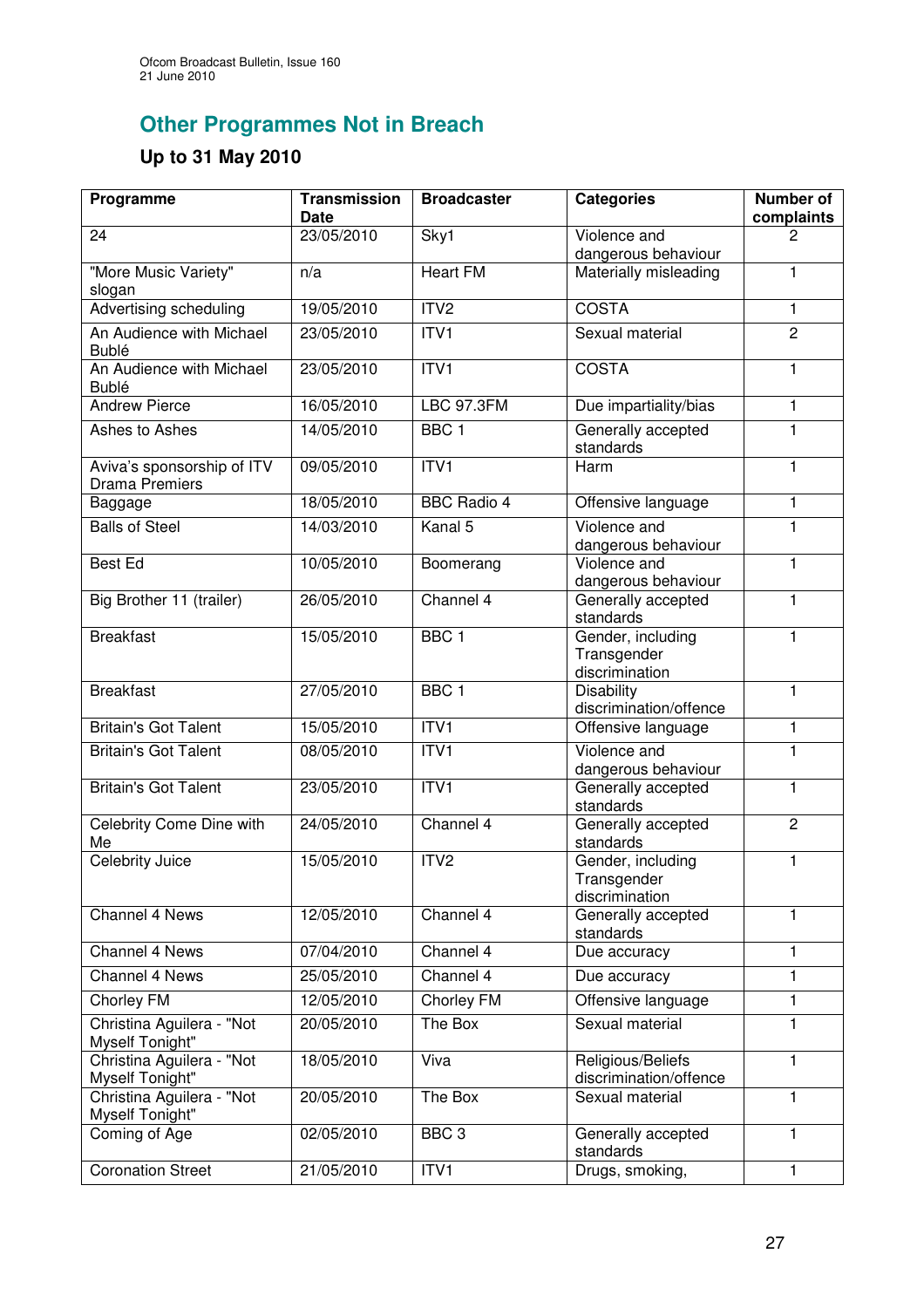## Other Programmes Not in Breach

### Up to 31 May 2010

| Programme | Transmission Date | Broadcaster | Categories | Number of complaints |
|---|---|---|---|---|
| 24 | 23/05/2010 | Sky1 | Violence and dangerous behaviour | 2 |
| "More Music Variety" slogan | n/a | Heart FM | Materially misleading | 1 |
| Advertising scheduling | 19/05/2010 | ITV2 | COSTA | 1 |
| An Audience with Michael Bublé | 23/05/2010 | ITV1 | Sexual material | 2 |
| An Audience with Michael Bublé | 23/05/2010 | ITV1 | COSTA | 1 |
| Andrew Pierce | 16/05/2010 | LBC 97.3FM | Due impartiality/bias | 1 |
| Ashes to Ashes | 14/05/2010 | BBC 1 | Generally accepted standards | 1 |
| Aviva's sponsorship of ITV Drama Premiers | 09/05/2010 | ITV1 | Harm | 1 |
| Baggage | 18/05/2010 | BBC Radio 4 | Offensive language | 1 |
| Balls of Steel | 14/03/2010 | Kanal 5 | Violence and dangerous behaviour | 1 |
| Best Ed | 10/05/2010 | Boomerang | Violence and dangerous behaviour | 1 |
| Big Brother 11 (trailer) | 26/05/2010 | Channel 4 | Generally accepted standards | 1 |
| Breakfast | 15/05/2010 | BBC 1 | Gender, including Transgender discrimination | 1 |
| Breakfast | 27/05/2010 | BBC 1 | Disability discrimination/offence | 1 |
| Britain's Got Talent | 15/05/2010 | ITV1 | Offensive language | 1 |
| Britain's Got Talent | 08/05/2010 | ITV1 | Violence and dangerous behaviour | 1 |
| Britain's Got Talent | 23/05/2010 | ITV1 | Generally accepted standards | 1 |
| Celebrity Come Dine with Me | 24/05/2010 | Channel 4 | Generally accepted standards | 2 |
| Celebrity Juice | 15/05/2010 | ITV2 | Gender, including Transgender discrimination | 1 |
| Channel 4 News | 12/05/2010 | Channel 4 | Generally accepted standards | 1 |
| Channel 4 News | 07/04/2010 | Channel 4 | Due accuracy | 1 |
| Channel 4 News | 25/05/2010 | Channel 4 | Due accuracy | 1 |
| Chorley FM | 12/05/2010 | Chorley FM | Offensive language | 1 |
| Christina Aguilera - "Not Myself Tonight" | 20/05/2010 | The Box | Sexual material | 1 |
| Christina Aguilera - "Not Myself Tonight" | 18/05/2010 | Viva | Religious/Beliefs discrimination/offence | 1 |
| Christina Aguilera - "Not Myself Tonight" | 20/05/2010 | The Box | Sexual material | 1 |
| Coming of Age | 02/05/2010 | BBC 3 | Generally accepted standards | 1 |
| Coronation Street | 21/05/2010 | ITV1 | Drugs, smoking, | 1 |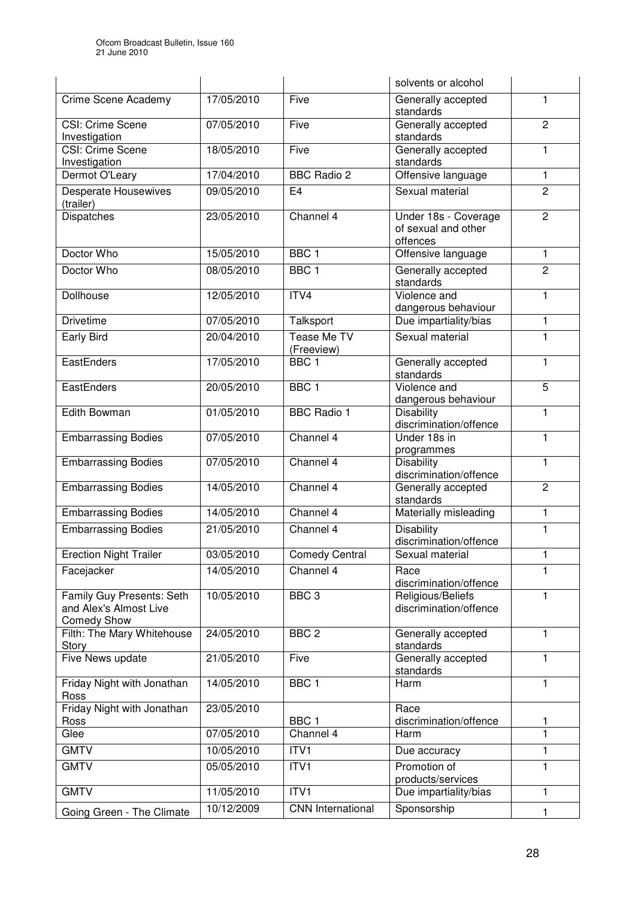| | | | solvents or alcohol | |
|---|---|---|---|---|
| Crime Scene Academy | 17/05/2010 | Five | Generally accepted standards | 1 |
| CSI: Crime Scene Investigation | 07/05/2010 | Five | Generally accepted standards | 2 |
| CSI: Crime Scene Investigation | 18/05/2010 | Five | Generally accepted standards | 1 |
| Dermot O'Leary | 17/04/2010 | BBC Radio 2 | Offensive language | 1 |
| Desperate Housewives (trailer) | 09/05/2010 | E4 | Sexual material | 2 |
| Dispatches | 23/05/2010 | Channel 4 | Under 18s - Coverage of sexual and other offences | 2 |
| Doctor Who | 15/05/2010 | BBC 1 | Offensive language | 1 |
| Doctor Who | 08/05/2010 | BBC 1 | Generally accepted standards | 2 |
| Dollhouse | 12/05/2010 | ITV4 | Violence and dangerous behaviour | 1 |
| Drivetime | 07/05/2010 | Talksport | Due impartiality/bias | 1 |
| Early Bird | 20/04/2010 | Tease Me TV (Freeview) | Sexual material | 1 |
| EastEnders | 17/05/2010 | BBC 1 | Generally accepted standards | 1 |
| EastEnders | 20/05/2010 | BBC 1 | Violence and dangerous behaviour | 5 |
| Edith Bowman | 01/05/2010 | BBC Radio 1 | Disability discrimination/offence | 1 |
| Embarrassing Bodies | 07/05/2010 | Channel 4 | Under 18s in programmes | 1 |
| Embarrassing Bodies | 07/05/2010 | Channel 4 | Disability discrimination/offence | 1 |
| Embarrassing Bodies | 14/05/2010 | Channel 4 | Generally accepted standards | 2 |
| Embarrassing Bodies | 14/05/2010 | Channel 4 | Materially misleading | 1 |
| Embarrassing Bodies | 21/05/2010 | Channel 4 | Disability discrimination/offence | 1 |
| Erection Night Trailer | 03/05/2010 | Comedy Central | Sexual material | 1 |
| Facejacker | 14/05/2010 | Channel 4 | Race discrimination/offence | 1 |
| Family Guy Presents: Seth and Alex's Almost Live Comedy Show | 10/05/2010 | BBC 3 | Religious/Beliefs discrimination/offence | 1 |
| Filth: The Mary Whitehouse Story | 24/05/2010 | BBC 2 | Generally accepted standards | 1 |
| Five News update | 21/05/2010 | Five | Generally accepted standards | 1 |
| Friday Night with Jonathan Ross | 14/05/2010 | BBC 1 | Harm | 1 |
| Friday Night with Jonathan Ross | 23/05/2010 | BBC 1 | Race discrimination/offence | 1 |
| Glee | 07/05/2010 | Channel 4 | Harm | 1 |
| GMTV | 10/05/2010 | ITV1 | Due accuracy | 1 |
| GMTV | 05/05/2010 | ITV1 | Promotion of products/services | 1 |
| GMTV | 11/05/2010 | ITV1 | Due impartiality/bias | 1 |
| Going Green - The Climate | 10/12/2009 | CNN International | Sponsorship | 1 |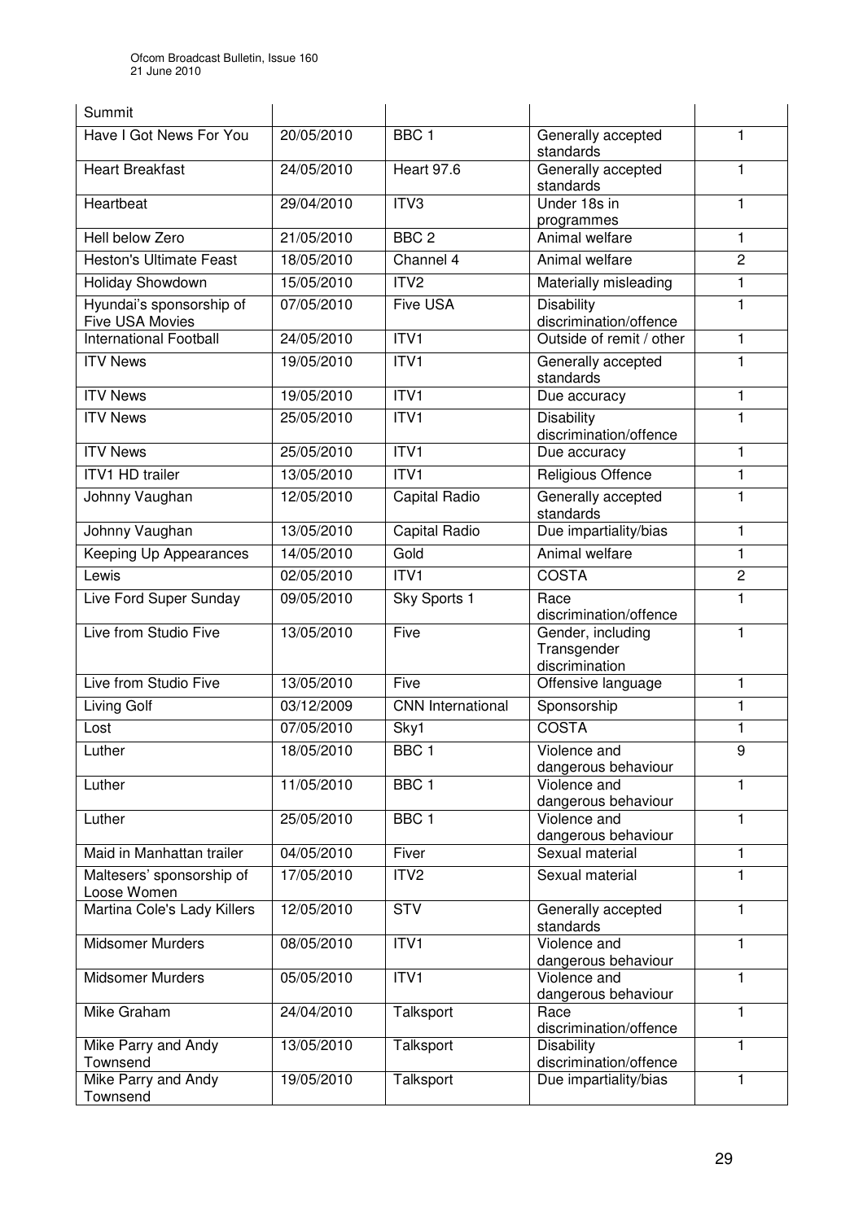| | | | | |
|---|---|---|---|---|
| Summit | | | | |
| Have I Got News For You | 20/05/2010 | BBC 1 | Generally accepted standards | 1 |
| Heart Breakfast | 24/05/2010 | Heart 97.6 | Generally accepted standards | 1 |
| Heartbeat | 29/04/2010 | ITV3 | Under 18s in programmes | 1 |
| Hell below Zero | 21/05/2010 | BBC 2 | Animal welfare | 1 |
| Heston's Ultimate Feast | 18/05/2010 | Channel 4 | Animal welfare | 2 |
| Holiday Showdown | 15/05/2010 | ITV2 | Materially misleading | 1 |
| Hyundai's sponsorship of Five USA Movies | 07/05/2010 | Five USA | Disability discrimination/offence | 1 |
| International Football | 24/05/2010 | ITV1 | Outside of remit / other | 1 |
| ITV News | 19/05/2010 | ITV1 | Generally accepted standards | 1 |
| ITV News | 19/05/2010 | ITV1 | Due accuracy | 1 |
| ITV News | 25/05/2010 | ITV1 | Disability discrimination/offence | 1 |
| ITV News | 25/05/2010 | ITV1 | Due accuracy | 1 |
| ITV1 HD trailer | 13/05/2010 | ITV1 | Religious Offence | 1 |
| Johnny Vaughan | 12/05/2010 | Capital Radio | Generally accepted standards | 1 |
| Johnny Vaughan | 13/05/2010 | Capital Radio | Due impartiality/bias | 1 |
| Keeping Up Appearances | 14/05/2010 | Gold | Animal welfare | 1 |
| Lewis | 02/05/2010 | ITV1 | COSTA | 2 |
| Live Ford Super Sunday | 09/05/2010 | Sky Sports 1 | Race discrimination/offence | 1 |
| Live from Studio Five | 13/05/2010 | Five | Gender, including Transgender discrimination | 1 |
| Live from Studio Five | 13/05/2010 | Five | Offensive language | 1 |
| Living Golf | 03/12/2009 | CNN International | Sponsorship | 1 |
| Lost | 07/05/2010 | Sky1 | COSTA | 1 |
| Luther | 18/05/2010 | BBC 1 | Violence and dangerous behaviour | 9 |
| Luther | 11/05/2010 | BBC 1 | Violence and dangerous behaviour | 1 |
| Luther | 25/05/2010 | BBC 1 | Violence and dangerous behaviour | 1 |
| Maid in Manhattan trailer | 04/05/2010 | Fiver | Sexual material | 1 |
| Maltesers' sponsorship of Loose Women | 17/05/2010 | ITV2 | Sexual material | 1 |
| Martina Cole's Lady Killers | 12/05/2010 | STV | Generally accepted standards | 1 |
| Midsomer Murders | 08/05/2010 | ITV1 | Violence and dangerous behaviour | 1 |
| Midsomer Murders | 05/05/2010 | ITV1 | Violence and dangerous behaviour | 1 |
| Mike Graham | 24/04/2010 | Talksport | Race discrimination/offence | 1 |
| Mike Parry and Andy Townsend | 13/05/2010 | Talksport | Disability discrimination/offence | 1 |
| Mike Parry and Andy Townsend | 19/05/2010 | Talksport | Due impartiality/bias | 1 |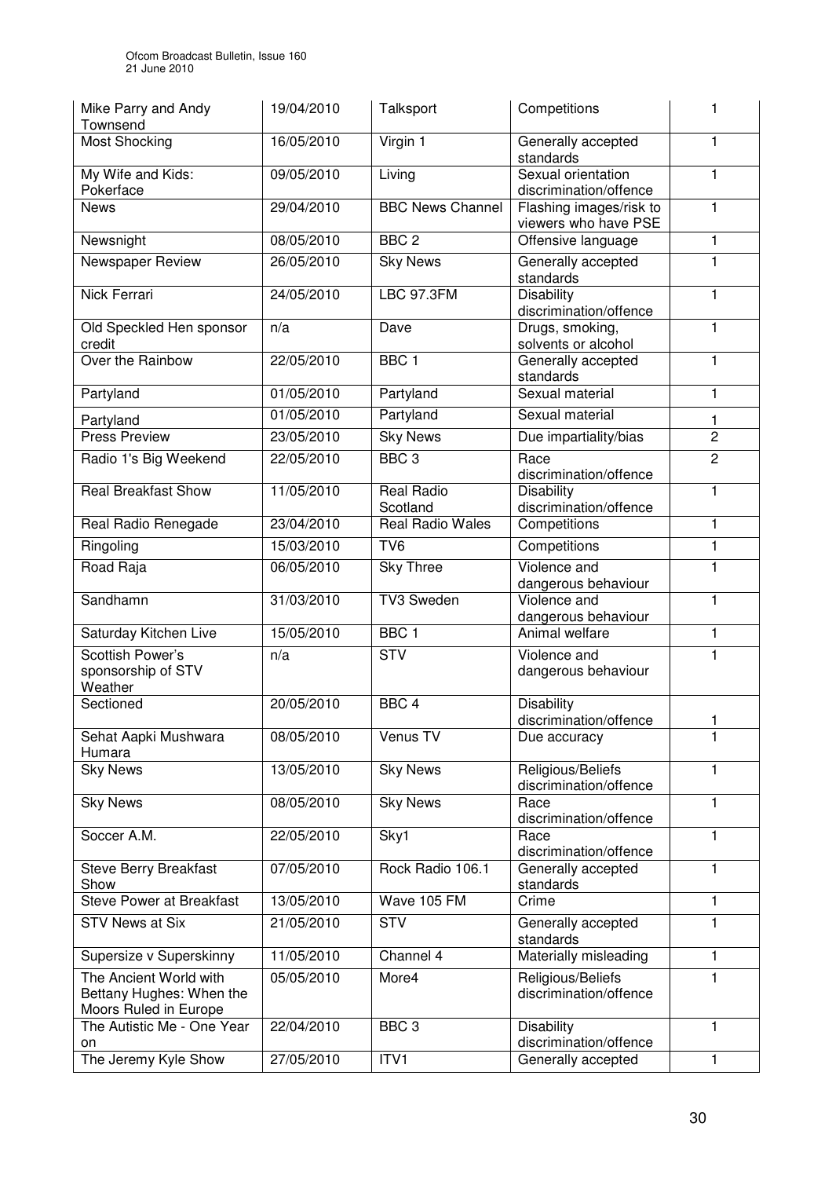| | | | | |
|---|---|---|---|---|
| Mike Parry and Andy Townsend | 19/04/2010 | Talksport | Competitions | 1 |
| Most Shocking | 16/05/2010 | Virgin 1 | Generally accepted standards | 1 |
| My Wife and Kids: Pokerface | 09/05/2010 | Living | Sexual orientation discrimination/offence | 1 |
| News | 29/04/2010 | BBC News Channel | Flashing images/risk to viewers who have PSE | 1 |
| Newsnight | 08/05/2010 | BBC 2 | Offensive language | 1 |
| Newspaper Review | 26/05/2010 | Sky News | Generally accepted standards | 1 |
| Nick Ferrari | 24/05/2010 | LBC 97.3FM | Disability discrimination/offence | 1 |
| Old Speckled Hen sponsor credit | n/a | Dave | Drugs, smoking, solvents or alcohol | 1 |
| Over the Rainbow | 22/05/2010 | BBC 1 | Generally accepted standards | 1 |
| Partyland | 01/05/2010 | Partyland | Sexual material | 1 |
| Partyland | 01/05/2010 | Partyland | Sexual material | 1 |
| Press Preview | 23/05/2010 | Sky News | Due impartiality/bias | 2 |
| Radio 1's Big Weekend | 22/05/2010 | BBC 3 | Race discrimination/offence | 2 |
| Real Breakfast Show | 11/05/2010 | Real Radio Scotland | Disability discrimination/offence | 1 |
| Real Radio Renegade | 23/04/2010 | Real Radio Wales | Competitions | 1 |
| Ringoling | 15/03/2010 | TV6 | Competitions | 1 |
| Road Raja | 06/05/2010 | Sky Three | Violence and dangerous behaviour | 1 |
| Sandhamn | 31/03/2010 | TV3 Sweden | Violence and dangerous behaviour | 1 |
| Saturday Kitchen Live | 15/05/2010 | BBC 1 | Animal welfare | 1 |
| Scottish Power's sponsorship of STV Weather | n/a | STV | Violence and dangerous behaviour | 1 |
| Sectioned | 20/05/2010 | BBC 4 | Disability discrimination/offence | 1 |
| Sehat Aapki Mushwara Humara | 08/05/2010 | Venus TV | Due accuracy | 1 |
| Sky News | 13/05/2010 | Sky News | Religious/Beliefs discrimination/offence | 1 |
| Sky News | 08/05/2010 | Sky News | Race discrimination/offence | 1 |
| Soccer A.M. | 22/05/2010 | Sky1 | Race discrimination/offence | 1 |
| Steve Berry Breakfast Show | 07/05/2010 | Rock Radio 106.1 | Generally accepted standards | 1 |
| Steve Power at Breakfast | 13/05/2010 | Wave 105 FM | Crime | 1 |
| STV News at Six | 21/05/2010 | STV | Generally accepted standards | 1 |
| Supersize v Superskinny | 11/05/2010 | Channel 4 | Materially misleading | 1 |
| The Ancient World with Bettany Hughes: When the Moors Ruled in Europe | 05/05/2010 | More4 | Religious/Beliefs discrimination/offence | 1 |
| The Autistic Me - One Year on | 22/04/2010 | BBC 3 | Disability discrimination/offence | 1 |
| The Jeremy Kyle Show | 27/05/2010 | ITV1 | Generally accepted | 1 |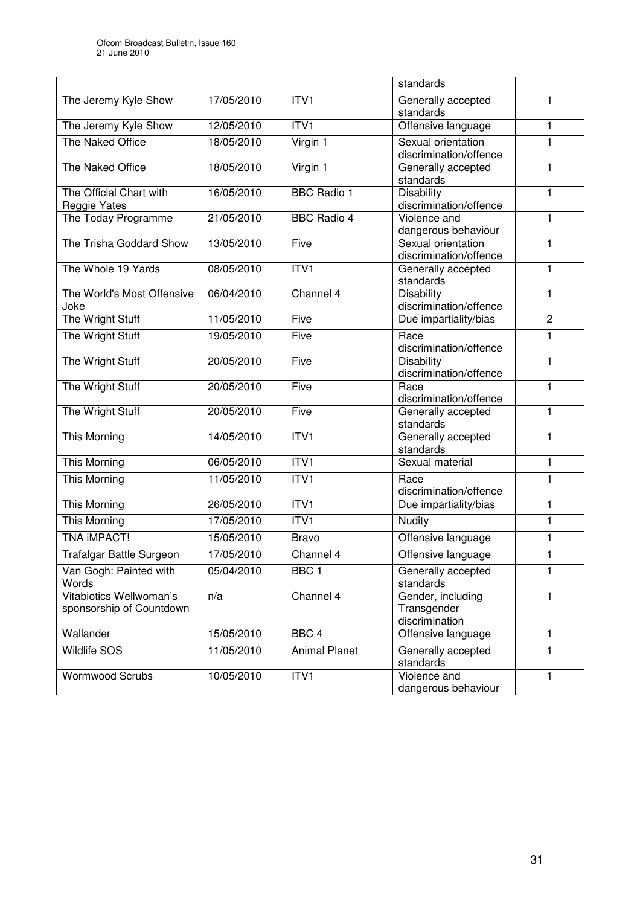| | | | | |
|---|---|---|---|---|
| | | | standards | |
| The Jeremy Kyle Show | 17/05/2010 | ITV1 | Generally accepted standards | 1 |
| The Jeremy Kyle Show | 12/05/2010 | ITV1 | Offensive language | 1 |
| The Naked Office | 18/05/2010 | Virgin 1 | Sexual orientation discrimination/offence | 1 |
| The Naked Office | 18/05/2010 | Virgin 1 | Generally accepted standards | 1 |
| The Official Chart with Reggie Yates | 16/05/2010 | BBC Radio 1 | Disability discrimination/offence | 1 |
| The Today Programme | 21/05/2010 | BBC Radio 4 | Violence and dangerous behaviour | 1 |
| The Trisha Goddard Show | 13/05/2010 | Five | Sexual orientation discrimination/offence | 1 |
| The Whole 19 Yards | 08/05/2010 | ITV1 | Generally accepted standards | 1 |
| The World's Most Offensive Joke | 06/04/2010 | Channel 4 | Disability discrimination/offence | 1 |
| The Wright Stuff | 11/05/2010 | Five | Due impartiality/bias | 2 |
| The Wright Stuff | 19/05/2010 | Five | Race discrimination/offence | 1 |
| The Wright Stuff | 20/05/2010 | Five | Disability discrimination/offence | 1 |
| The Wright Stuff | 20/05/2010 | Five | Race discrimination/offence | 1 |
| The Wright Stuff | 20/05/2010 | Five | Generally accepted standards | 1 |
| This Morning | 14/05/2010 | ITV1 | Generally accepted standards | 1 |
| This Morning | 06/05/2010 | ITV1 | Sexual material | 1 |
| This Morning | 11/05/2010 | ITV1 | Race discrimination/offence | 1 |
| This Morning | 26/05/2010 | ITV1 | Due impartiality/bias | 1 |
| This Morning | 17/05/2010 | ITV1 | Nudity | 1 |
| TNA iMPACT! | 15/05/2010 | Bravo | Offensive language | 1 |
| Trafalgar Battle Surgeon | 17/05/2010 | Channel 4 | Offensive language | 1 |
| Van Gogh: Painted with Words | 05/04/2010 | BBC 1 | Generally accepted standards | 1 |
| Vitabiotics Wellwoman's sponsorship of Countdown | n/a | Channel 4 | Gender, including Transgender discrimination | 1 |
| Wallander | 15/05/2010 | BBC 4 | Offensive language | 1 |
| Wildlife SOS | 11/05/2010 | Animal Planet | Generally accepted standards | 1 |
| Wormwood Scrubs | 10/05/2010 | ITV1 | Violence and dangerous behaviour | 1 |